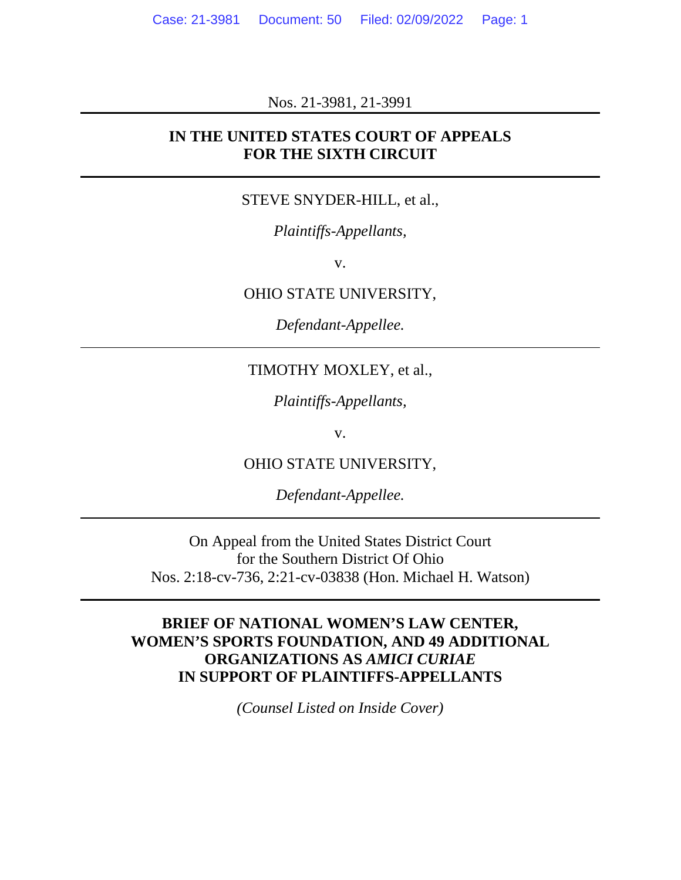Nos. 21-3981, 21-3991

**IN THE UNITED STATES COURT OF APPEALS**
**FOR THE SIXTH CIRCUIT**

STEVE SNYDER-HILL, et al.,

*Plaintiffs-Appellants,*

v.

OHIO STATE UNIVERSITY,

*Defendant-Appellee.*

TIMOTHY MOXLEY, et al.,

*Plaintiffs-Appellants,*

v.

OHIO STATE UNIVERSITY,

*Defendant-Appellee.*

On Appeal from the United States District Court
for the Southern District Of Ohio
Nos. 2:18-cv-736, 2:21-cv-03838 (Hon. Michael H. Watson)

**BRIEF OF NATIONAL WOMEN'S LAW CENTER, WOMEN'S SPORTS FOUNDATION, AND 49 ADDITIONAL ORGANIZATIONS AS *AMICI CURIAE* IN SUPPORT OF PLAINTIFFS-APPELLANTS**

*(Counsel Listed on Inside Cover)*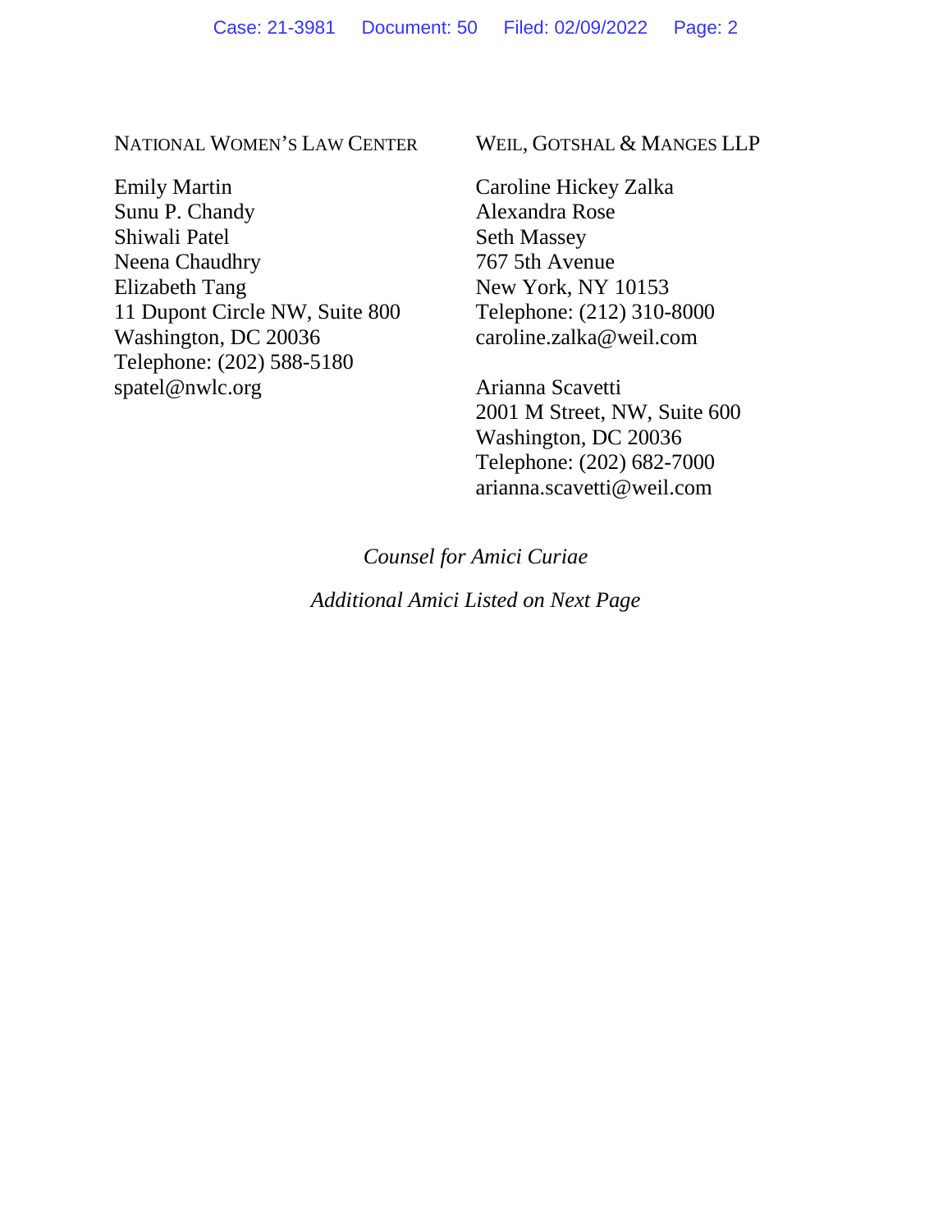NATIONAL WOMEN'S LAW CENTER

Emily Martin
Sunu P. Chandy
Shiwali Patel
Neena Chaudhry
Elizabeth Tang
11 Dupont Circle NW, Suite 800
Washington, DC 20036
Telephone: (202) 588-5180
spatel@nwlc.org

WEIL, GOTSHAL & MANGES LLP

Caroline Hickey Zalka
Alexandra Rose
Seth Massey
767 5th Avenue
New York, NY 10153
Telephone: (212) 310-8000
caroline.zalka@weil.com

Arianna Scavetti
2001 M Street, NW, Suite 600
Washington, DC 20036
Telephone: (202) 682-7000
arianna.scavetti@weil.com

*Counsel for Amici Curiae*

*Additional Amici Listed on Next Page*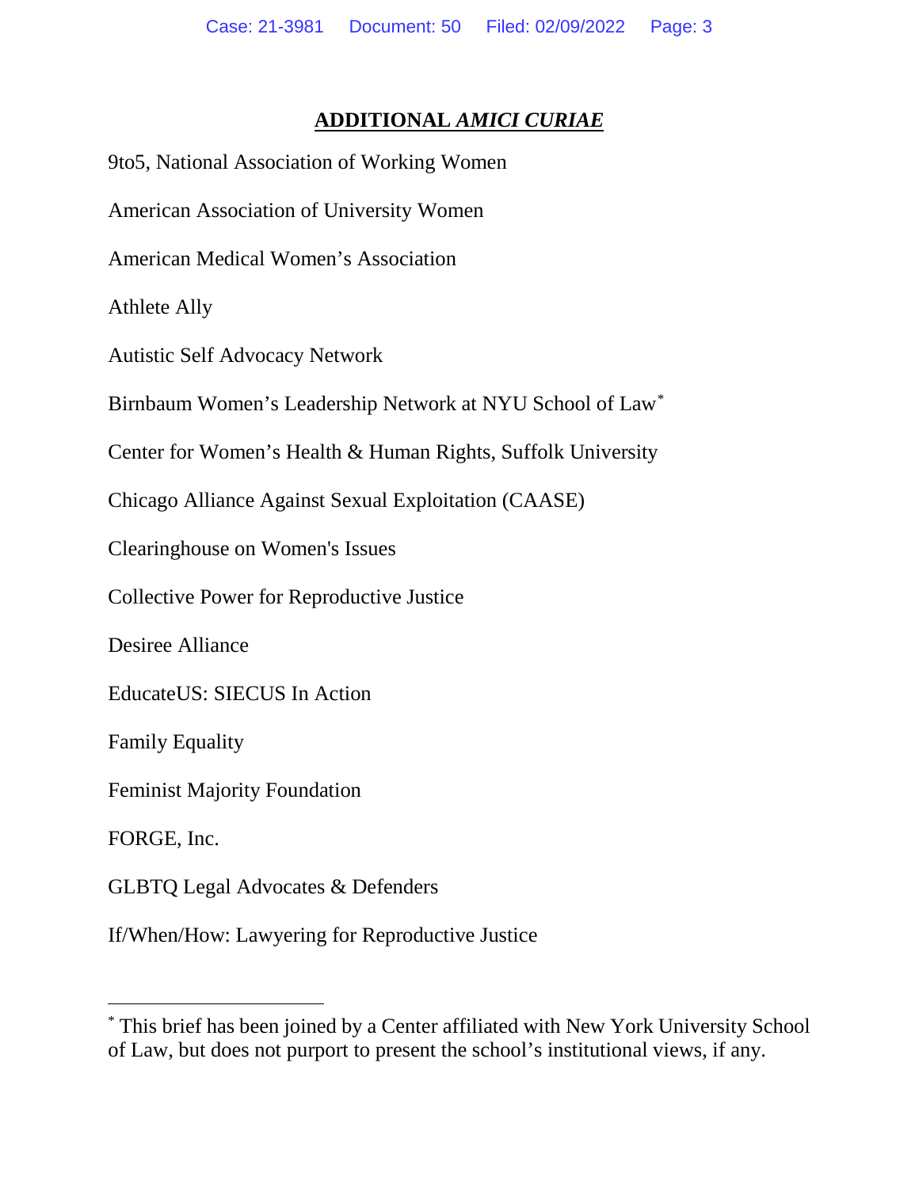## ADDITIONAL *AMICI CURIAE*

9to5, National Association of Working Women

American Association of University Women

American Medical Women's Association

Athlete Ally

Autistic Self Advocacy Network

Birnbaum Women's Leadership Network at NYU School of Law*

Center for Women's Health & Human Rights, Suffolk University

Chicago Alliance Against Sexual Exploitation (CAASE)

Clearinghouse on Women's Issues

Collective Power for Reproductive Justice

Desiree Alliance

EducateUS: SIECUS In Action

Family Equality

Feminist Majority Foundation

FORGE, Inc.

GLBTQ Legal Advocates & Defenders

If/When/How: Lawyering for Reproductive Justice

---

* This brief has been joined by a Center affiliated with New York University School of Law, but does not purport to present the school's institutional views, if any.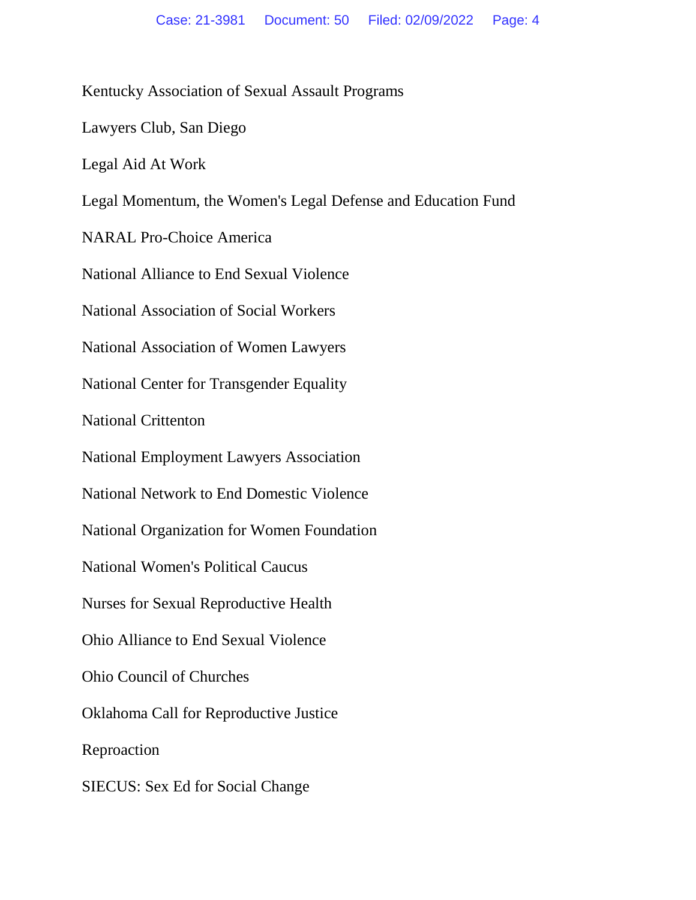Kentucky Association of Sexual Assault Programs

Lawyers Club, San Diego

Legal Aid At Work

Legal Momentum, the Women's Legal Defense and Education Fund

NARAL Pro-Choice America

National Alliance to End Sexual Violence

National Association of Social Workers

National Association of Women Lawyers

National Center for Transgender Equality

National Crittenton

National Employment Lawyers Association

National Network to End Domestic Violence

National Organization for Women Foundation

National Women's Political Caucus

Nurses for Sexual Reproductive Health

Ohio Alliance to End Sexual Violence

Ohio Council of Churches

Oklahoma Call for Reproductive Justice

Reproaction

SIECUS: Sex Ed for Social Change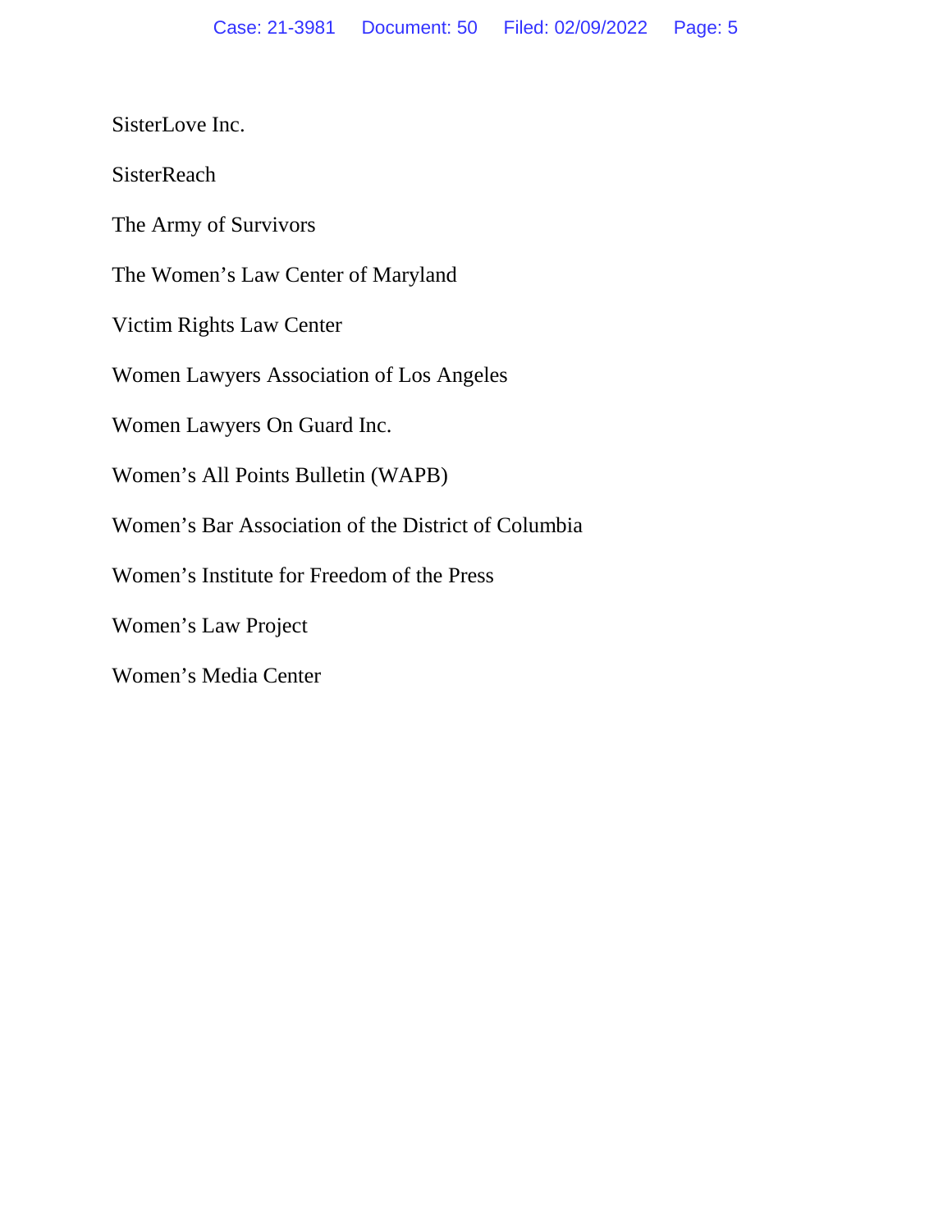SisterLove Inc.

SisterReach

The Army of Survivors

The Women's Law Center of Maryland

Victim Rights Law Center

Women Lawyers Association of Los Angeles

Women Lawyers On Guard Inc.

Women's All Points Bulletin (WAPB)

Women's Bar Association of the District of Columbia

Women's Institute for Freedom of the Press

Women's Law Project

Women's Media Center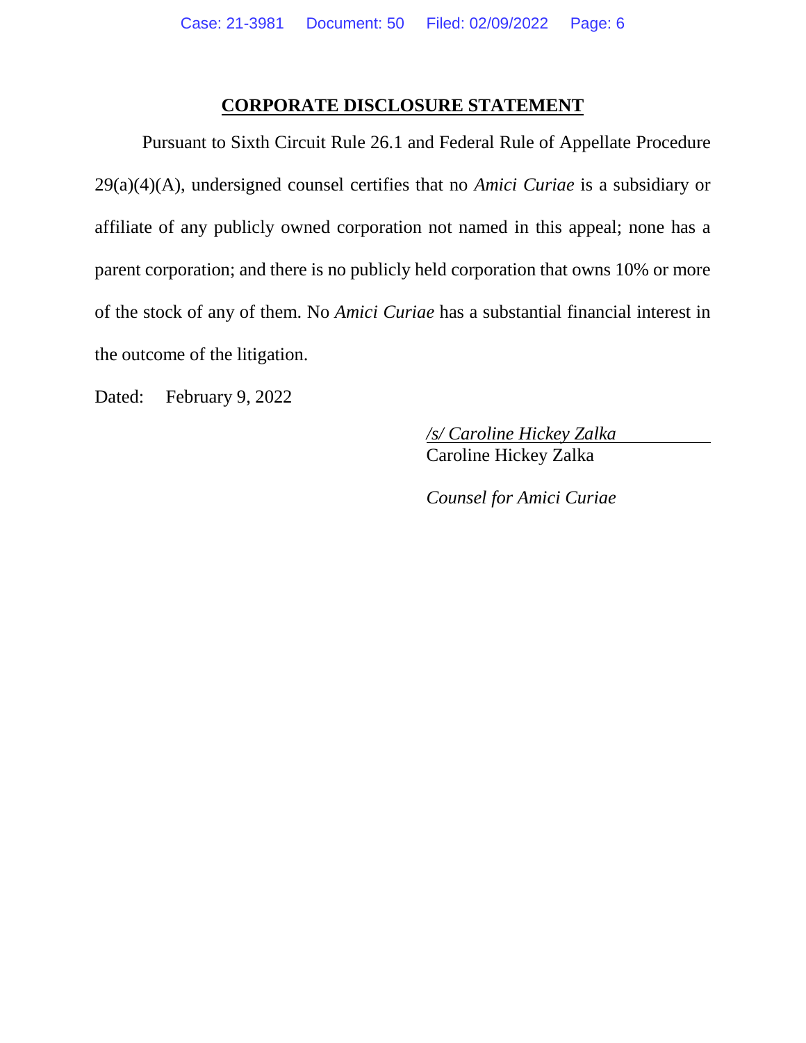## CORPORATE DISCLOSURE STATEMENT

Pursuant to Sixth Circuit Rule 26.1 and Federal Rule of Appellate Procedure 29(a)(4)(A), undersigned counsel certifies that no *Amici Curiae* is a subsidiary or affiliate of any publicly owned corporation not named in this appeal; none has a parent corporation; and there is no publicly held corporation that owns 10% or more of the stock of any of them. No *Amici Curiae* has a substantial financial interest in the outcome of the litigation.

Dated: February 9, 2022

*/s/ Caroline Hickey Zalka*
Caroline Hickey Zalka

*Counsel for Amici Curiae*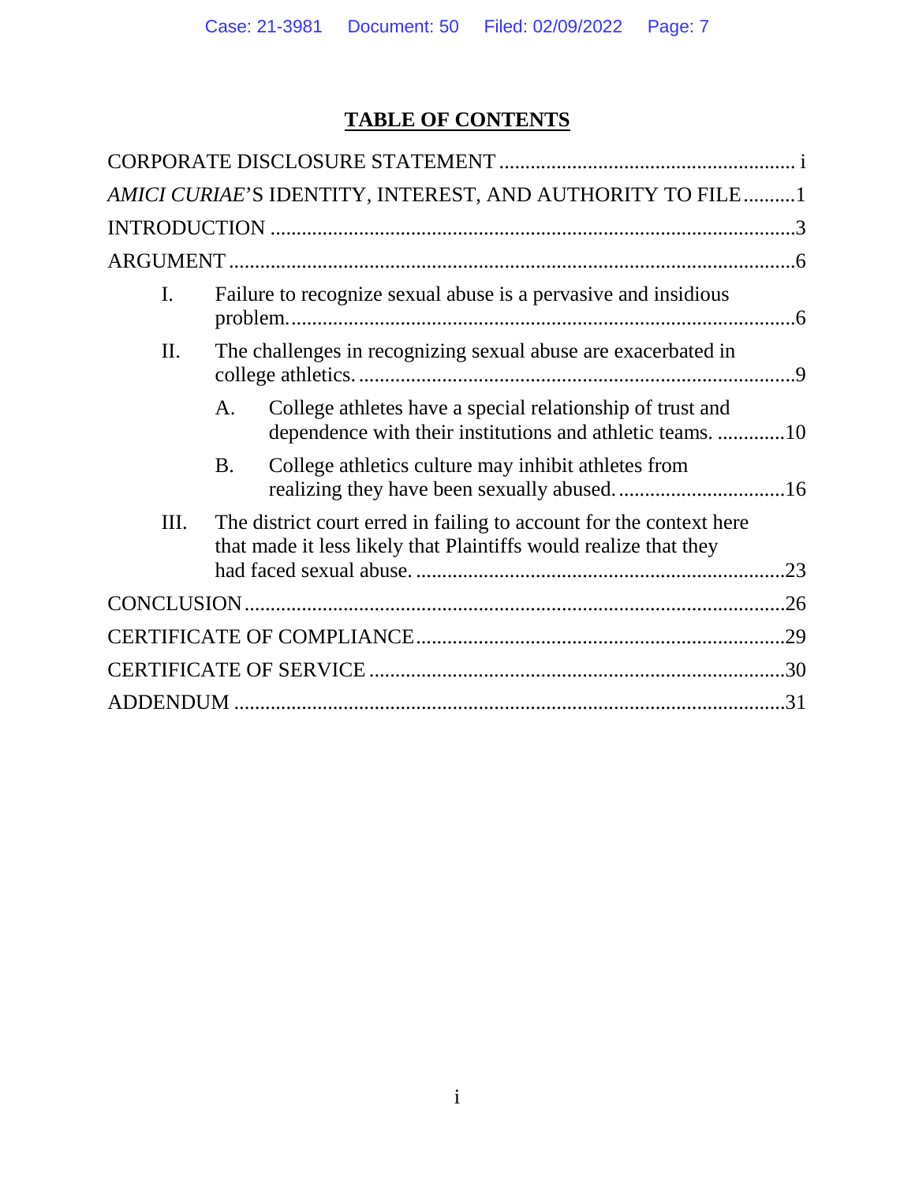## TABLE OF CONTENTS

CORPORATE DISCLOSURE STATEMENT ........................................................ i

*AMICI CURIAE*'S IDENTITY, INTEREST, AND AUTHORITY TO FILE ..........1

INTRODUCTION ....................................................................................................3

ARGUMENT ............................................................................................................6

I. Failure to recognize sexual abuse is a pervasive and insidious problem. ................................................................................................6

II. The challenges in recognizing sexual abuse are exacerbated in college athletics. ...................................................................................9

  A. College athletes have a special relationship of trust and dependence with their institutions and athletic teams. .............10

  B. College athletics culture may inhibit athletes from realizing they have been sexually abused. ................................16

III. The district court erred in failing to account for the context here that made it less likely that Plaintiffs would realize that they had faced sexual abuse. .......................................................................23

CONCLUSION .......................................................................................................26

CERTIFICATE OF COMPLIANCE .......................................................................29

CERTIFICATE OF SERVICE ................................................................................30

ADDENDUM .........................................................................................................31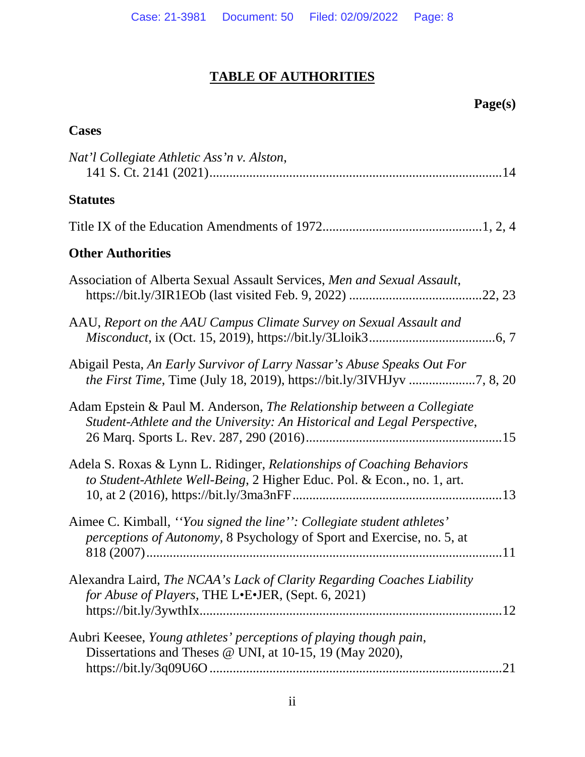# TABLE OF AUTHORITIES

**Page(s)**

## Cases

*Nat'l Collegiate Athletic Ass'n v. Alston*, 141 S. Ct. 2141 (2021) ....... 14

## Statutes

Title IX of the Education Amendments of 1972 ....... 1, 2, 4

## Other Authorities

Association of Alberta Sexual Assault Services, *Men and Sexual Assault*, https://bit.ly/3IR1EOb (last visited Feb. 9, 2022) ....... 22, 23

AAU, *Report on the AAU Campus Climate Survey on Sexual Assault and Misconduct*, ix (Oct. 15, 2019), https://bit.ly/3Lloik3 ....... 6, 7

Abigail Pesta, *An Early Survivor of Larry Nassar's Abuse Speaks Out For the First Time*, Time (July 18, 2019), https://bit.ly/3IVHJyv ....... 7, 8, 20

Adam Epstein & Paul M. Anderson, *The Relationship between a Collegiate Student-Athlete and the University: An Historical and Legal Perspective*, 26 Marq. Sports L. Rev. 287, 290 (2016) ....... 15

Adela S. Roxas & Lynn L. Ridinger, *Relationships of Coaching Behaviors to Student-Athlete Well-Being*, 2 Higher Educ. Pol. & Econ., no. 1, art. 10, at 2 (2016), https://bit.ly/3ma3nFF ....... 13

Aimee C. Kimball, *''You signed the line'': Collegiate student athletes' perceptions of Autonomy,* 8 Psychology of Sport and Exercise, no. 5, at 818 (2007) ....... 11

Alexandra Laird, *The NCAA's Lack of Clarity Regarding Coaches Liability for Abuse of Players*, THE L•E•JER, (Sept. 6, 2021) https://bit.ly/3ywthIx ....... 12

Aubri Keesee, *Young athletes' perceptions of playing though pain*, Dissertations and Theses @ UNI, at 10-15, 19 (May 2020), https://bit.ly/3q09U6O ....... 21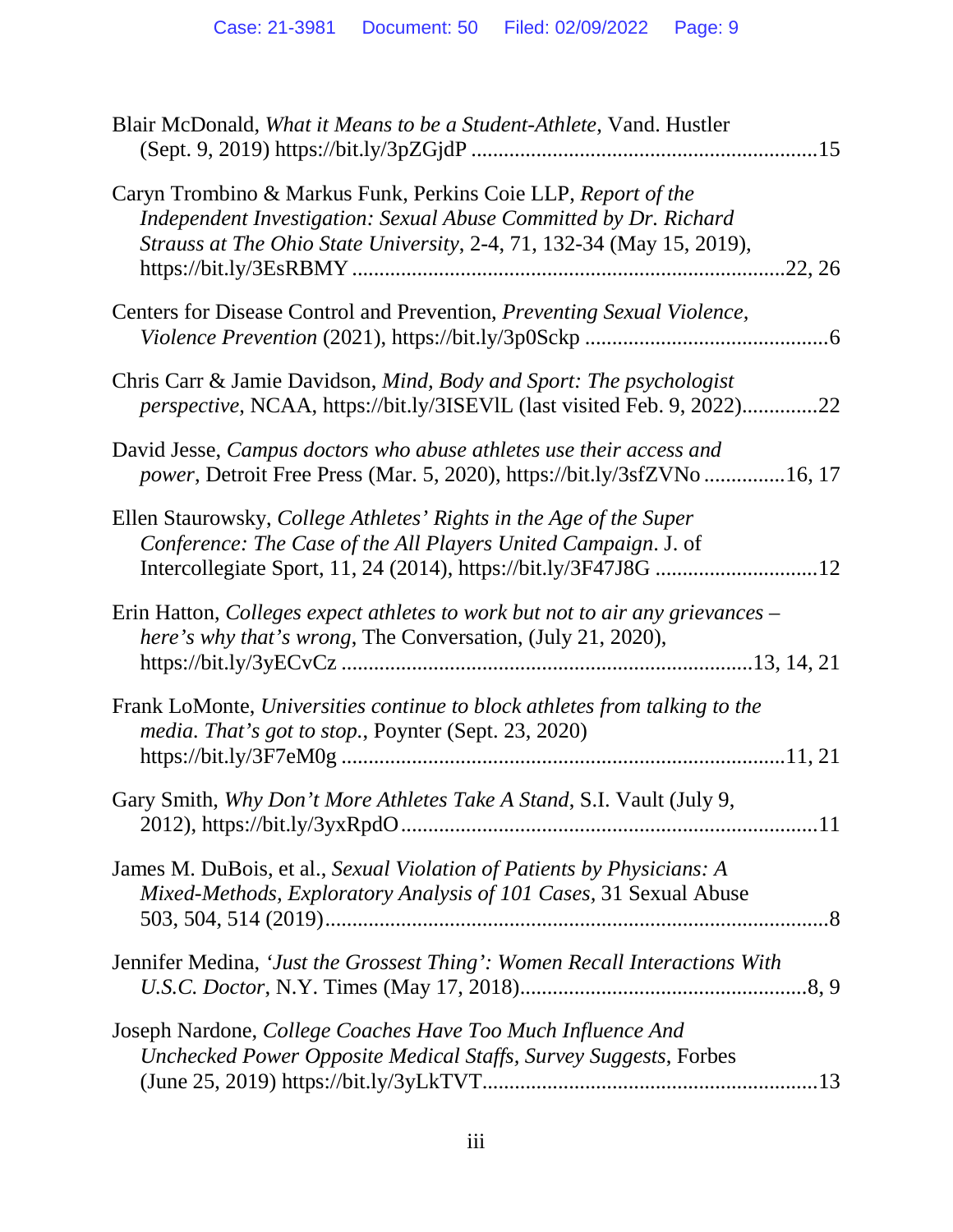Blair McDonald, *What it Means to be a Student-Athlete*, Vand. Hustler (Sept. 9, 2019) https://bit.ly/3pZGjdP ....................................................................15

Caryn Trombino & Markus Funk, Perkins Coie LLP, *Report of the Independent Investigation: Sexual Abuse Committed by Dr. Richard Strauss at The Ohio State University*, 2-4, 71, 132-34 (May 15, 2019), https://bit.ly/3EsRBMY ....................................................................22, 26

Centers for Disease Control and Prevention, *Preventing Sexual Violence, Violence Prevention* (2021), https://bit.ly/3p0Sckp ............................................6

Chris Carr & Jamie Davidson, *Mind, Body and Sport: The psychologist perspective*, NCAA, https://bit.ly/3ISEVlL (last visited Feb. 9, 2022)..............22

David Jesse, *Campus doctors who abuse athletes use their access and power*, Detroit Free Press (Mar. 5, 2020), https://bit.ly/3sfZVNo ...............16, 17

Ellen Staurowsky, *College Athletes' Rights in the Age of the Super Conference: The Case of the All Players United Campaign*. J. of Intercollegiate Sport, 11, 24 (2014), https://bit.ly/3F47J8G .............................12

Erin Hatton, *Colleges expect athletes to work but not to air any grievances – here's why that's wrong*, The Conversation, (July 21, 2020), https://bit.ly/3yECvCz ....................................................................13, 14, 21

Frank LoMonte, *Universities continue to block athletes from talking to the media. That's got to stop.*, Poynter (Sept. 23, 2020) https://bit.ly/3F7eM0g ....................................................................11, 21

Gary Smith, *Why Don't More Athletes Take A Stand*, S.I. Vault (July 9, 2012), https://bit.ly/3yxRpdO....................................................................11

James M. DuBois, et al., *Sexual Violation of Patients by Physicians: A Mixed-Methods, Exploratory Analysis of 101 Cases*, 31 Sexual Abuse 503, 504, 514 (2019)....................................................................8

Jennifer Medina, *'Just the Grossest Thing': Women Recall Interactions With U.S.C. Doctor*, N.Y. Times (May 17, 2018)..............................................8, 9

Joseph Nardone, *College Coaches Have Too Much Influence And Unchecked Power Opposite Medical Staffs, Survey Suggests*, Forbes (June 25, 2019) https://bit.ly/3yLkTVT.......................................................13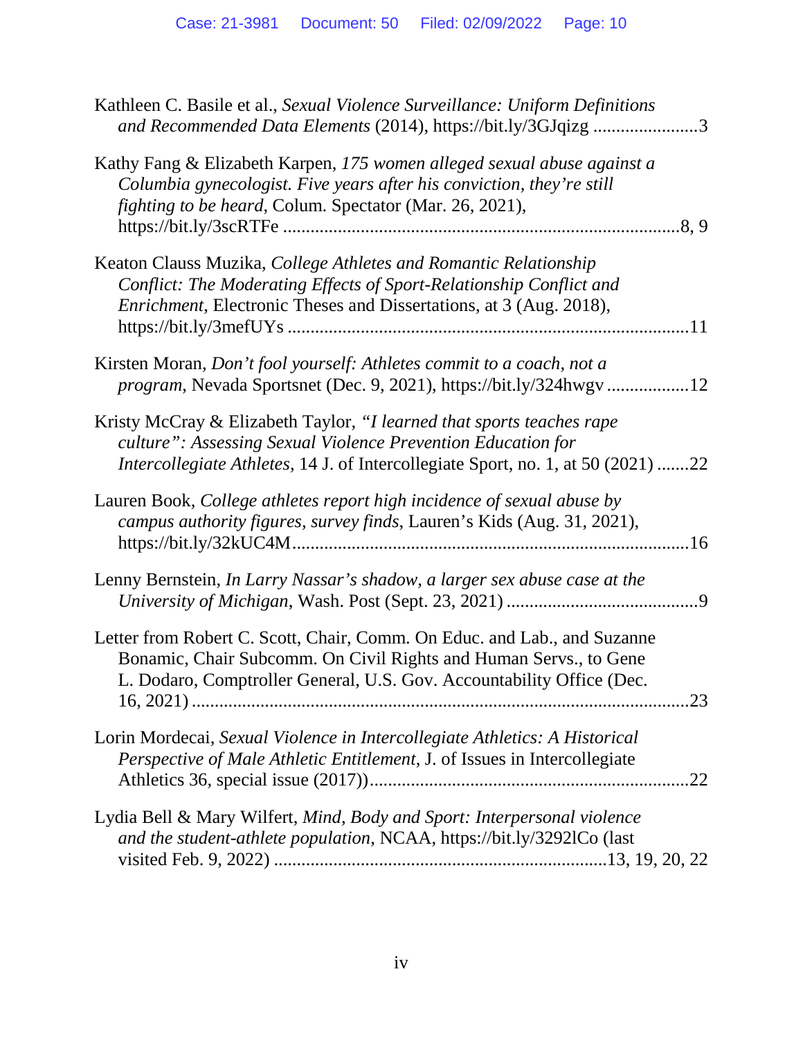Kathleen C. Basile et al., *Sexual Violence Surveillance: Uniform Definitions and Recommended Data Elements* (2014), https://bit.ly/3GJqizg .......................3

Kathy Fang & Elizabeth Karpen, *175 women alleged sexual abuse against a Columbia gynecologist. Five years after his conviction, they're still fighting to be heard*, Colum. Spectator (Mar. 26, 2021), https://bit.ly/3scRTFe ......................................................................................8, 9

Keaton Clauss Muzika, *College Athletes and Romantic Relationship Conflict: The Moderating Effects of Sport-Relationship Conflict and Enrichment*, Electronic Theses and Dissertations, at 3 (Aug. 2018), https://bit.ly/3mefUYs .......................................................................................11

Kirsten Moran, *Don't fool yourself: Athletes commit to a coach, not a program*, Nevada Sportsnet (Dec. 9, 2021), https://bit.ly/324hwgv ..................12

Kristy McCray & Elizabeth Taylor, *"I learned that sports teaches rape culture": Assessing Sexual Violence Prevention Education for Intercollegiate Athletes*, 14 J. of Intercollegiate Sport, no. 1, at 50 (2021) .......22

Lauren Book, *College athletes report high incidence of sexual abuse by campus authority figures, survey finds*, Lauren's Kids (Aug. 31, 2021), https://bit.ly/32kUC4M.......................................................................................16

Lenny Bernstein, *In Larry Nassar's shadow, a larger sex abuse case at the University of Michigan*, Wash. Post (Sept. 23, 2021) ..........................................9

Letter from Robert C. Scott, Chair, Comm. On Educ. and Lab., and Suzanne Bonamic, Chair Subcomm. On Civil Rights and Human Servs., to Gene L. Dodaro, Comptroller General, U.S. Gov. Accountability Office (Dec. 16, 2021) ...........................................................................................................23

Lorin Mordecai, *Sexual Violence in Intercollegiate Athletics: A Historical Perspective of Male Athletic Entitlement*, J. of Issues in Intercollegiate Athletics 36, special issue (2017))......................................................................22

Lydia Bell & Mary Wilfert, *Mind, Body and Sport: Interpersonal violence and the student-athlete population*, NCAA, https://bit.ly/3292lCo (last visited Feb. 9, 2022) .........................................................................13, 19, 20, 22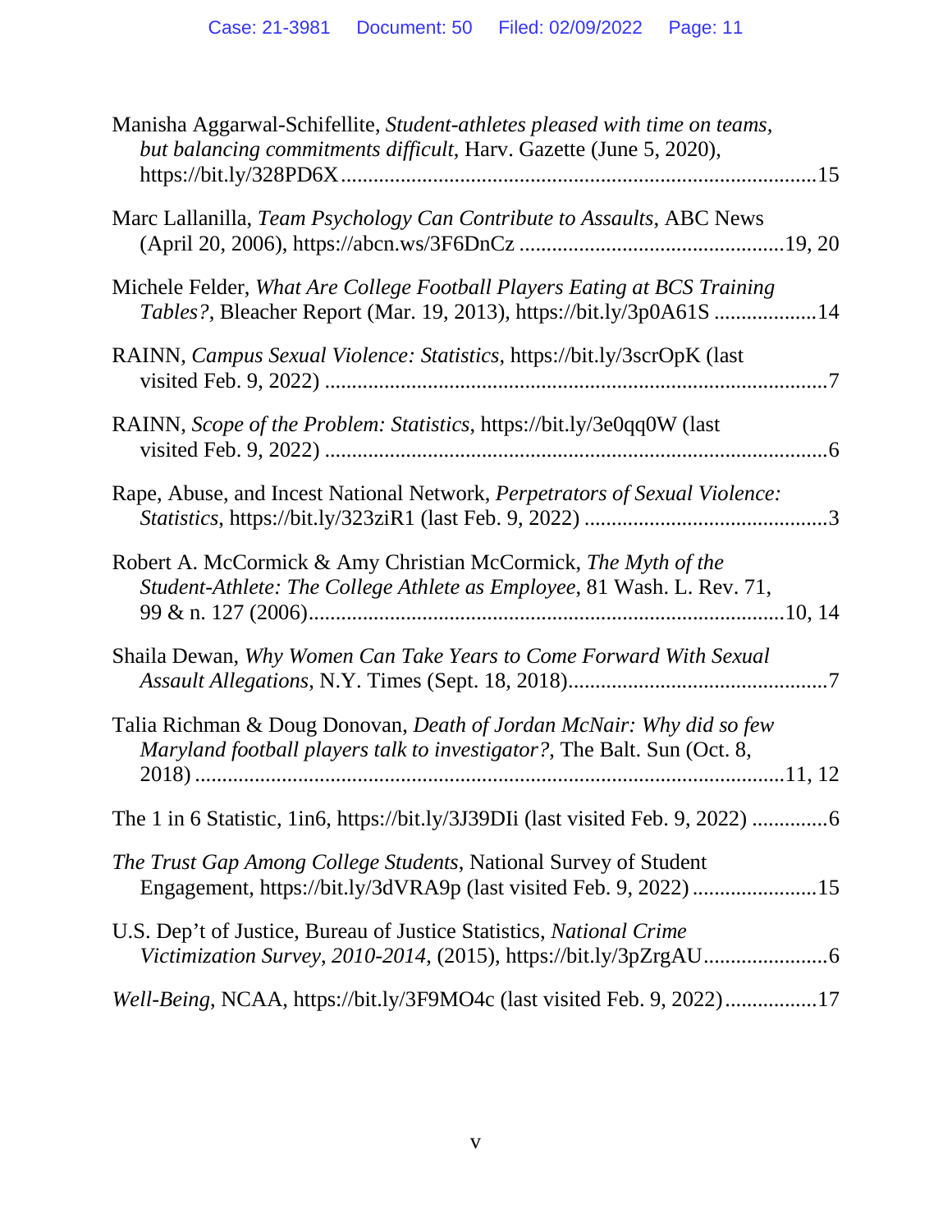Manisha Aggarwal-Schifellite, *Student-athletes pleased with time on teams, but balancing commitments difficult*, Harv. Gazette (June 5, 2020), https://bit.ly/328PD6X ....................................................................................... 15

Marc Lallanilla, *Team Psychology Can Contribute to Assaults*, ABC News (April 20, 2006), https://abcn.ws/3F6DnCz ................................................ 19, 20

Michele Felder, *What Are College Football Players Eating at BCS Training Tables?*, Bleacher Report (Mar. 19, 2013), https://bit.ly/3p0A61S .................. 14

RAINN, *Campus Sexual Violence: Statistics*, https://bit.ly/3scrOpK (last visited Feb. 9, 2022) ........................................................................................... 7

RAINN, *Scope of the Problem: Statistics*, https://bit.ly/3e0qq0W (last visited Feb. 9, 2022) ........................................................................................... 6

Rape, Abuse, and Incest National Network, *Perpetrators of Sexual Violence: Statistics*, https://bit.ly/323ziR1 (last Feb. 9, 2022) ............................................. 3

Robert A. McCormick & Amy Christian McCormick, *The Myth of the Student-Athlete: The College Athlete as Employee*, 81 Wash. L. Rev. 71, 99 & n. 127 (2006)....................................................................................... 10, 14

Shaila Dewan, *Why Women Can Take Years to Come Forward With Sexual Assault Allegations*, N.Y. Times (Sept. 18, 2018)................................................ 7

Talia Richman & Doug Donovan, *Death of Jordan McNair: Why did so few Maryland football players talk to investigator?*, The Balt. Sun (Oct. 8, 2018) ........................................................................................................ 11, 12

The 1 in 6 Statistic, 1in6, https://bit.ly/3J39DIi (last visited Feb. 9, 2022) .............. 6

*The Trust Gap Among College Students*, National Survey of Student Engagement, https://bit.ly/3dVRA9p (last visited Feb. 9, 2022) ....................... 15

U.S. Dep't of Justice, Bureau of Justice Statistics, *National Crime Victimization Survey*, *2010-2014*, (2015), https://bit.ly/3pZrgAU....................... 6

*Well-Being*, NCAA, https://bit.ly/3F9MO4c (last visited Feb. 9, 2022)................. 17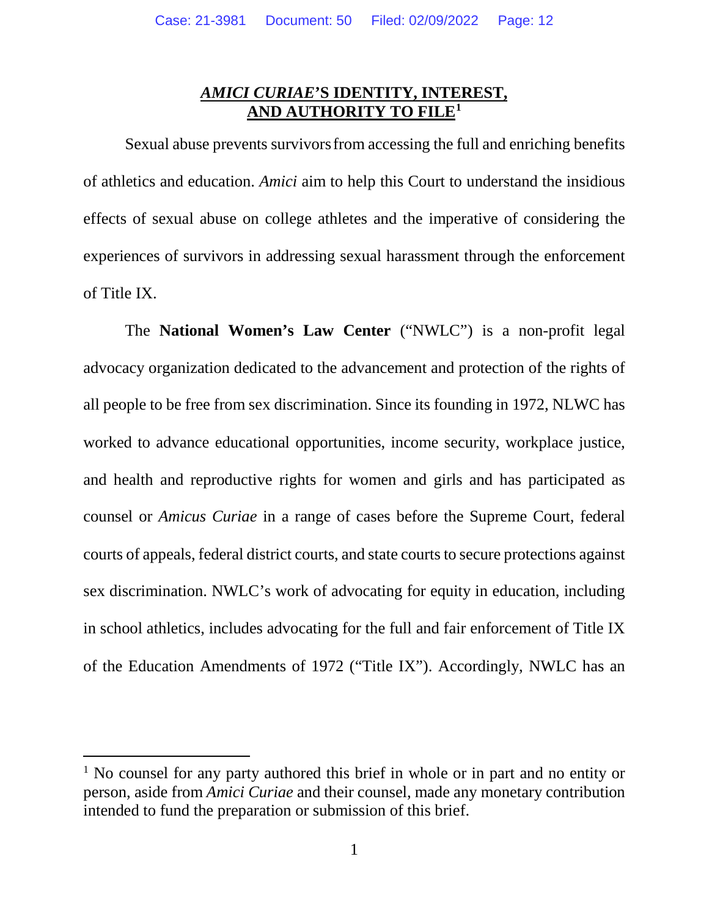## *AMICI CURIAE*'S IDENTITY, INTEREST, AND AUTHORITY TO FILE[1]

Sexual abuse prevents survivors from accessing the full and enriching benefits of athletics and education. *Amici* aim to help this Court to understand the insidious effects of sexual abuse on college athletes and the imperative of considering the experiences of survivors in addressing sexual harassment through the enforcement of Title IX.

The **National Women's Law Center** ("NWLC") is a non-profit legal advocacy organization dedicated to the advancement and protection of the rights of all people to be free from sex discrimination. Since its founding in 1972, NLWC has worked to advance educational opportunities, income security, workplace justice, and health and reproductive rights for women and girls and has participated as counsel or *Amicus Curiae* in a range of cases before the Supreme Court, federal courts of appeals, federal district courts, and state courts to secure protections against sex discrimination. NWLC's work of advocating for equity in education, including in school athletics, includes advocating for the full and fair enforcement of Title IX of the Education Amendments of 1972 ("Title IX"). Accordingly, NWLC has an

---

[1] No counsel for any party authored this brief in whole or in part and no entity or person, aside from *Amici Curiae* and their counsel, made any monetary contribution intended to fund the preparation or submission of this brief.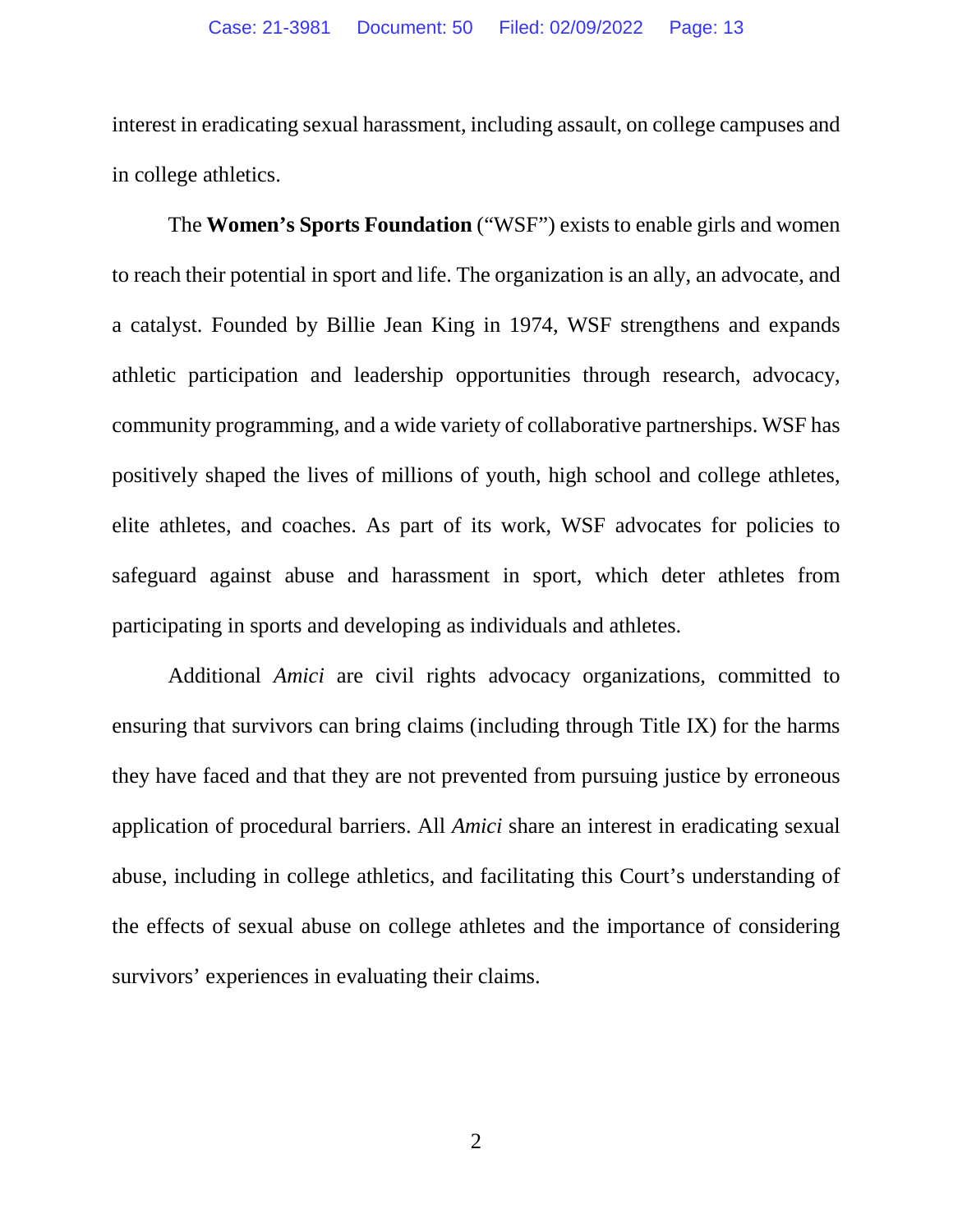interest in eradicating sexual harassment, including assault, on college campuses and in college athletics.

The **Women's Sports Foundation** ("WSF") exists to enable girls and women to reach their potential in sport and life. The organization is an ally, an advocate, and a catalyst. Founded by Billie Jean King in 1974, WSF strengthens and expands athletic participation and leadership opportunities through research, advocacy, community programming, and a wide variety of collaborative partnerships. WSF has positively shaped the lives of millions of youth, high school and college athletes, elite athletes, and coaches. As part of its work, WSF advocates for policies to safeguard against abuse and harassment in sport, which deter athletes from participating in sports and developing as individuals and athletes.

Additional *Amici* are civil rights advocacy organizations, committed to ensuring that survivors can bring claims (including through Title IX) for the harms they have faced and that they are not prevented from pursuing justice by erroneous application of procedural barriers. All *Amici* share an interest in eradicating sexual abuse, including in college athletics, and facilitating this Court's understanding of the effects of sexual abuse on college athletes and the importance of considering survivors' experiences in evaluating their claims.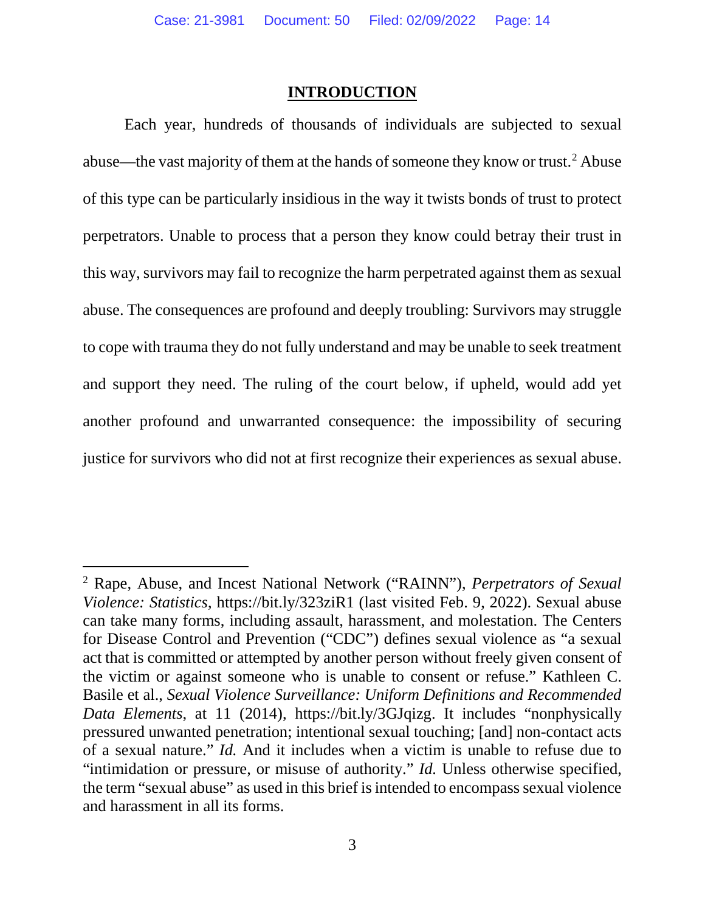## INTRODUCTION

Each year, hundreds of thousands of individuals are subjected to sexual abuse—the vast majority of them at the hands of someone they know or trust.[2] Abuse of this type can be particularly insidious in the way it twists bonds of trust to protect perpetrators. Unable to process that a person they know could betray their trust in this way, survivors may fail to recognize the harm perpetrated against them as sexual abuse. The consequences are profound and deeply troubling: Survivors may struggle to cope with trauma they do not fully understand and may be unable to seek treatment and support they need. The ruling of the court below, if upheld, would add yet another profound and unwarranted consequence: the impossibility of securing justice for survivors who did not at first recognize their experiences as sexual abuse.

---

[2] Rape, Abuse, and Incest National Network ("RAINN"), *Perpetrators of Sexual Violence: Statistics*, https://bit.ly/323ziR1 (last visited Feb. 9, 2022). Sexual abuse can take many forms, including assault, harassment, and molestation. The Centers for Disease Control and Prevention ("CDC") defines sexual violence as "a sexual act that is committed or attempted by another person without freely given consent of the victim or against someone who is unable to consent or refuse." Kathleen C. Basile et al., *Sexual Violence Surveillance: Uniform Definitions and Recommended Data Elements*, at 11 (2014), https://bit.ly/3GJqizg. It includes "nonphysically pressured unwanted penetration; intentional sexual touching; [and] non-contact acts of a sexual nature." *Id.* And it includes when a victim is unable to refuse due to "intimidation or pressure, or misuse of authority." *Id.* Unless otherwise specified, the term "sexual abuse" as used in this brief is intended to encompass sexual violence and harassment in all its forms.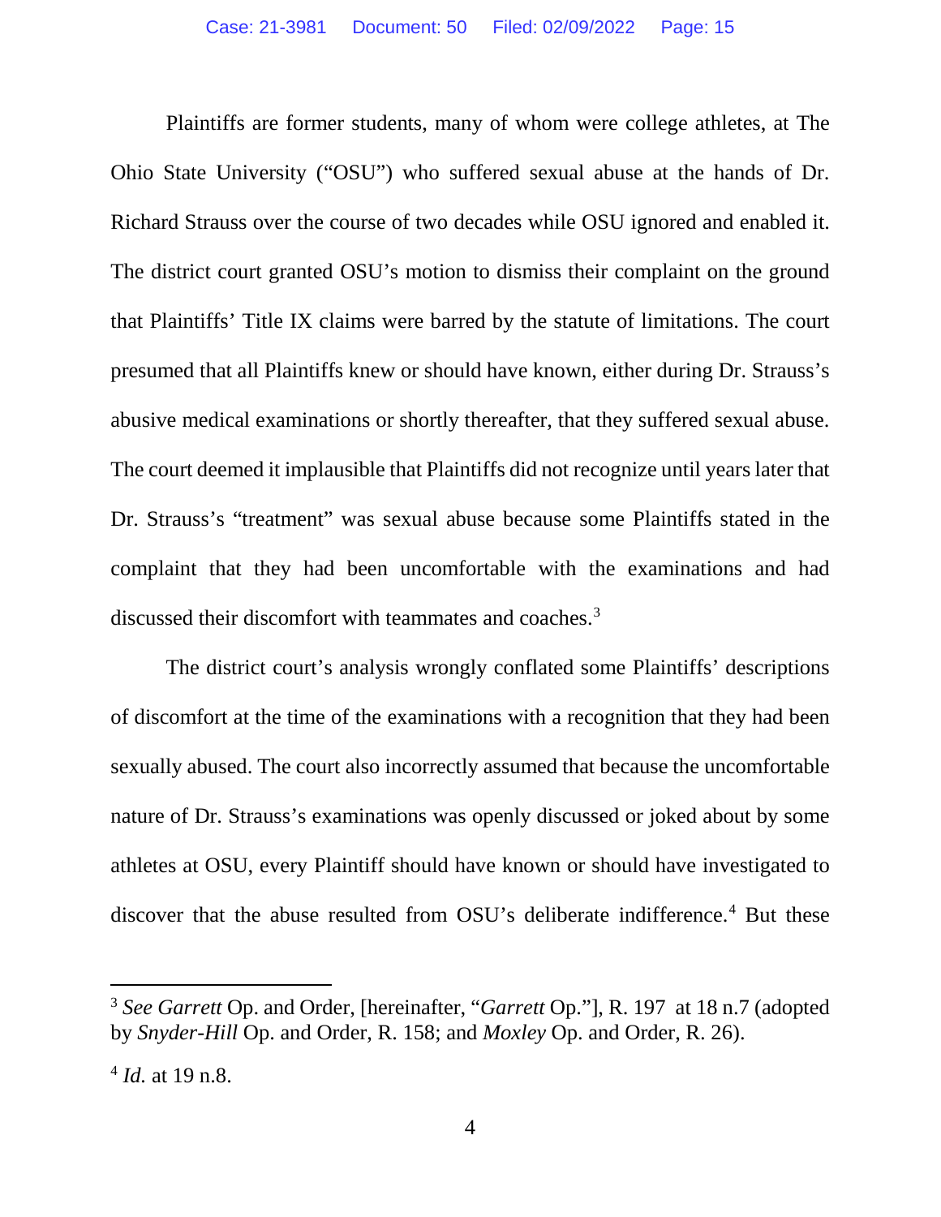Plaintiffs are former students, many of whom were college athletes, at The Ohio State University ("OSU") who suffered sexual abuse at the hands of Dr. Richard Strauss over the course of two decades while OSU ignored and enabled it. The district court granted OSU's motion to dismiss their complaint on the ground that Plaintiffs' Title IX claims were barred by the statute of limitations. The court presumed that all Plaintiffs knew or should have known, either during Dr. Strauss's abusive medical examinations or shortly thereafter, that they suffered sexual abuse. The court deemed it implausible that Plaintiffs did not recognize until years later that Dr. Strauss's "treatment" was sexual abuse because some Plaintiffs stated in the complaint that they had been uncomfortable with the examinations and had discussed their discomfort with teammates and coaches.[3]

The district court's analysis wrongly conflated some Plaintiffs' descriptions of discomfort at the time of the examinations with a recognition that they had been sexually abused. The court also incorrectly assumed that because the uncomfortable nature of Dr. Strauss's examinations was openly discussed or joked about by some athletes at OSU, every Plaintiff should have known or should have investigated to discover that the abuse resulted from OSU's deliberate indifference.[4] But these

---

[3] *See Garrett* Op. and Order, [hereinafter, "*Garrett* Op."], R. 197 at 18 n.7 (adopted by *Snyder-Hill* Op. and Order, R. 158; and *Moxley* Op. and Order, R. 26).

[4] *Id.* at 19 n.8.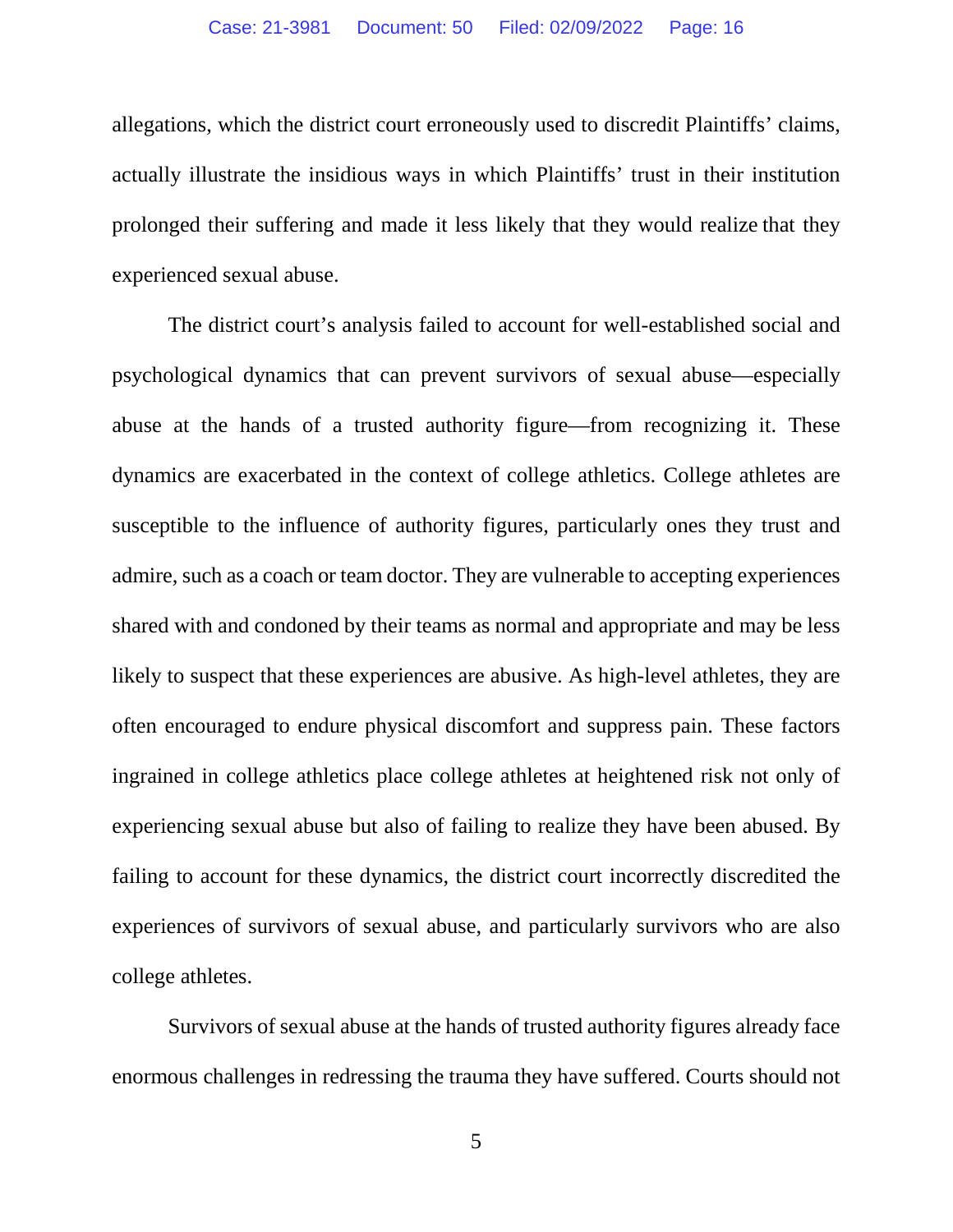allegations, which the district court erroneously used to discredit Plaintiffs' claims, actually illustrate the insidious ways in which Plaintiffs' trust in their institution prolonged their suffering and made it less likely that they would realize that they experienced sexual abuse.

The district court's analysis failed to account for well-established social and psychological dynamics that can prevent survivors of sexual abuse—especially abuse at the hands of a trusted authority figure—from recognizing it. These dynamics are exacerbated in the context of college athletics. College athletes are susceptible to the influence of authority figures, particularly ones they trust and admire, such as a coach or team doctor. They are vulnerable to accepting experiences shared with and condoned by their teams as normal and appropriate and may be less likely to suspect that these experiences are abusive. As high-level athletes, they are often encouraged to endure physical discomfort and suppress pain. These factors ingrained in college athletics place college athletes at heightened risk not only of experiencing sexual abuse but also of failing to realize they have been abused. By failing to account for these dynamics, the district court incorrectly discredited the experiences of survivors of sexual abuse, and particularly survivors who are also college athletes.

Survivors of sexual abuse at the hands of trusted authority figures already face enormous challenges in redressing the trauma they have suffered. Courts should not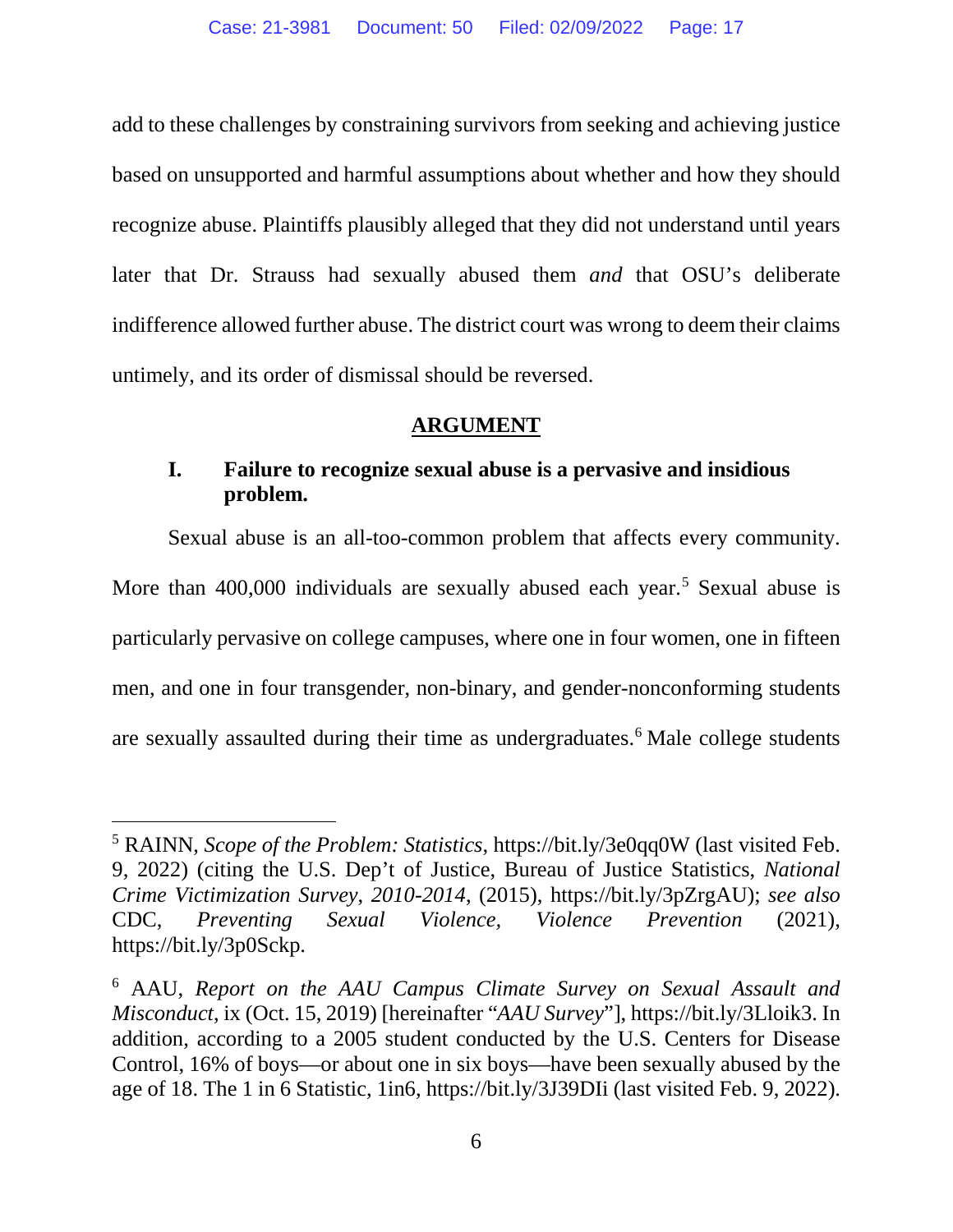add to these challenges by constraining survivors from seeking and achieving justice based on unsupported and harmful assumptions about whether and how they should recognize abuse. Plaintiffs plausibly alleged that they did not understand until years later that Dr. Strauss had sexually abused them *and* that OSU's deliberate indifference allowed further abuse. The district court was wrong to deem their claims untimely, and its order of dismissal should be reversed.

## ARGUMENT

### I. Failure to recognize sexual abuse is a pervasive and insidious problem.

Sexual abuse is an all-too-common problem that affects every community. More than 400,000 individuals are sexually abused each year.[5] Sexual abuse is particularly pervasive on college campuses, where one in four women, one in fifteen men, and one in four transgender, non-binary, and gender-nonconforming students are sexually assaulted during their time as undergraduates.[6] Male college students

---

[5] RAINN, *Scope of the Problem: Statistics*, https://bit.ly/3e0qq0W (last visited Feb. 9, 2022) (citing the U.S. Dep't of Justice, Bureau of Justice Statistics, *National Crime Victimization Survey*, *2010-2014*, (2015), https://bit.ly/3pZrgAU); *see also* CDC, *Preventing Sexual Violence, Violence Prevention* (2021), https://bit.ly/3p0Sckp.

[6] AAU, *Report on the AAU Campus Climate Survey on Sexual Assault and Misconduct*, ix (Oct. 15, 2019) [hereinafter "*AAU Survey*"], https://bit.ly/3Lloik3. In addition, according to a 2005 student conducted by the U.S. Centers for Disease Control, 16% of boys—or about one in six boys—have been sexually abused by the age of 18. The 1 in 6 Statistic, 1in6, https://bit.ly/3J39DIi (last visited Feb. 9, 2022).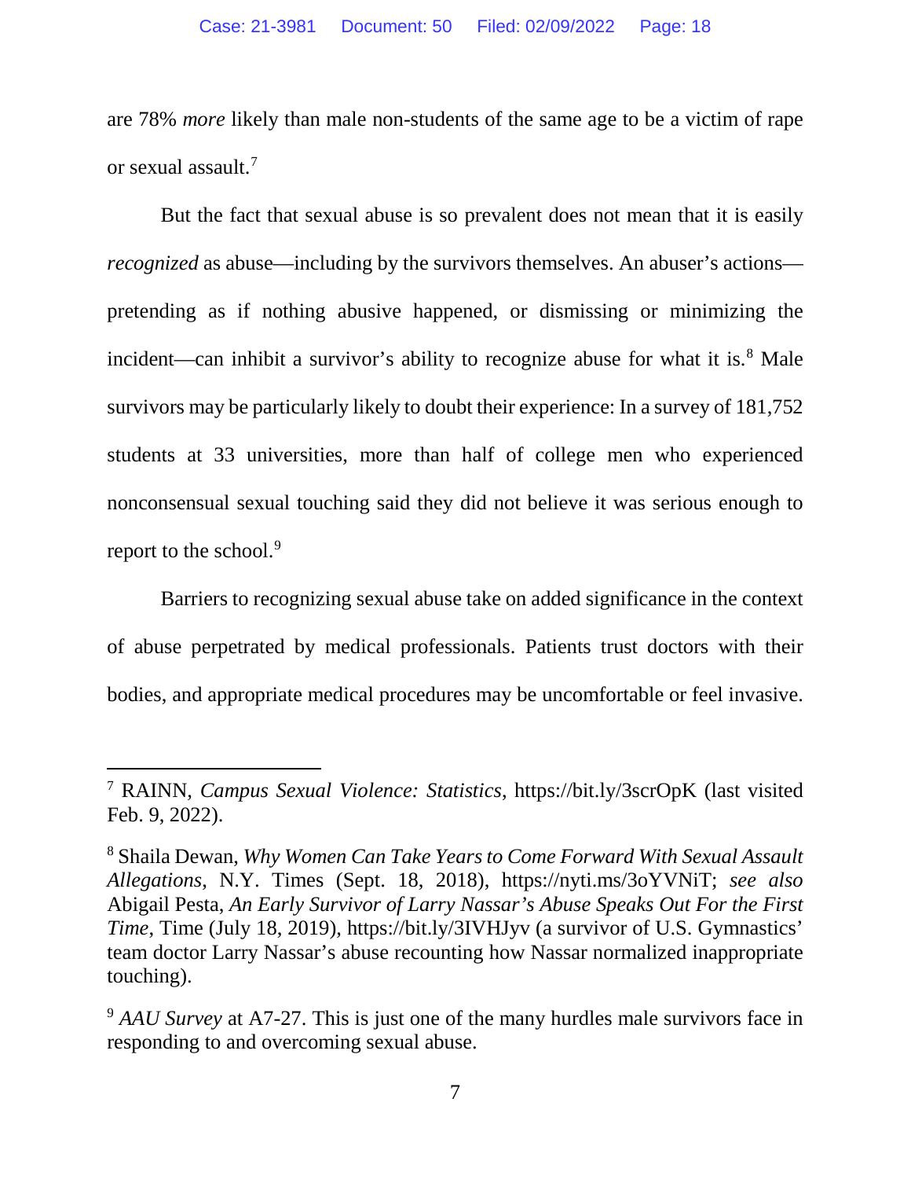are 78% *more* likely than male non-students of the same age to be a victim of rape or sexual assault.[7]

But the fact that sexual abuse is so prevalent does not mean that it is easily *recognized* as abuse—including by the survivors themselves. An abuser's actions—pretending as if nothing abusive happened, or dismissing or minimizing the incident—can inhibit a survivor's ability to recognize abuse for what it is.[8] Male survivors may be particularly likely to doubt their experience: In a survey of 181,752 students at 33 universities, more than half of college men who experienced nonconsensual sexual touching said they did not believe it was serious enough to report to the school.[9]

Barriers to recognizing sexual abuse take on added significance in the context of abuse perpetrated by medical professionals. Patients trust doctors with their bodies, and appropriate medical procedures may be uncomfortable or feel invasive.

---

[7] RAINN, *Campus Sexual Violence: Statistics*, https://bit.ly/3scrOpK (last visited Feb. 9, 2022).

[8] Shaila Dewan, *Why Women Can Take Years to Come Forward With Sexual Assault Allegations*, N.Y. Times (Sept. 18, 2018), https://nyti.ms/3oYVNiT; *see also* Abigail Pesta, *An Early Survivor of Larry Nassar's Abuse Speaks Out For the First Time*, Time (July 18, 2019), https://bit.ly/3IVHJyv (a survivor of U.S. Gymnastics' team doctor Larry Nassar's abuse recounting how Nassar normalized inappropriate touching).

[9] *AAU Survey* at A7-27. This is just one of the many hurdles male survivors face in responding to and overcoming sexual abuse.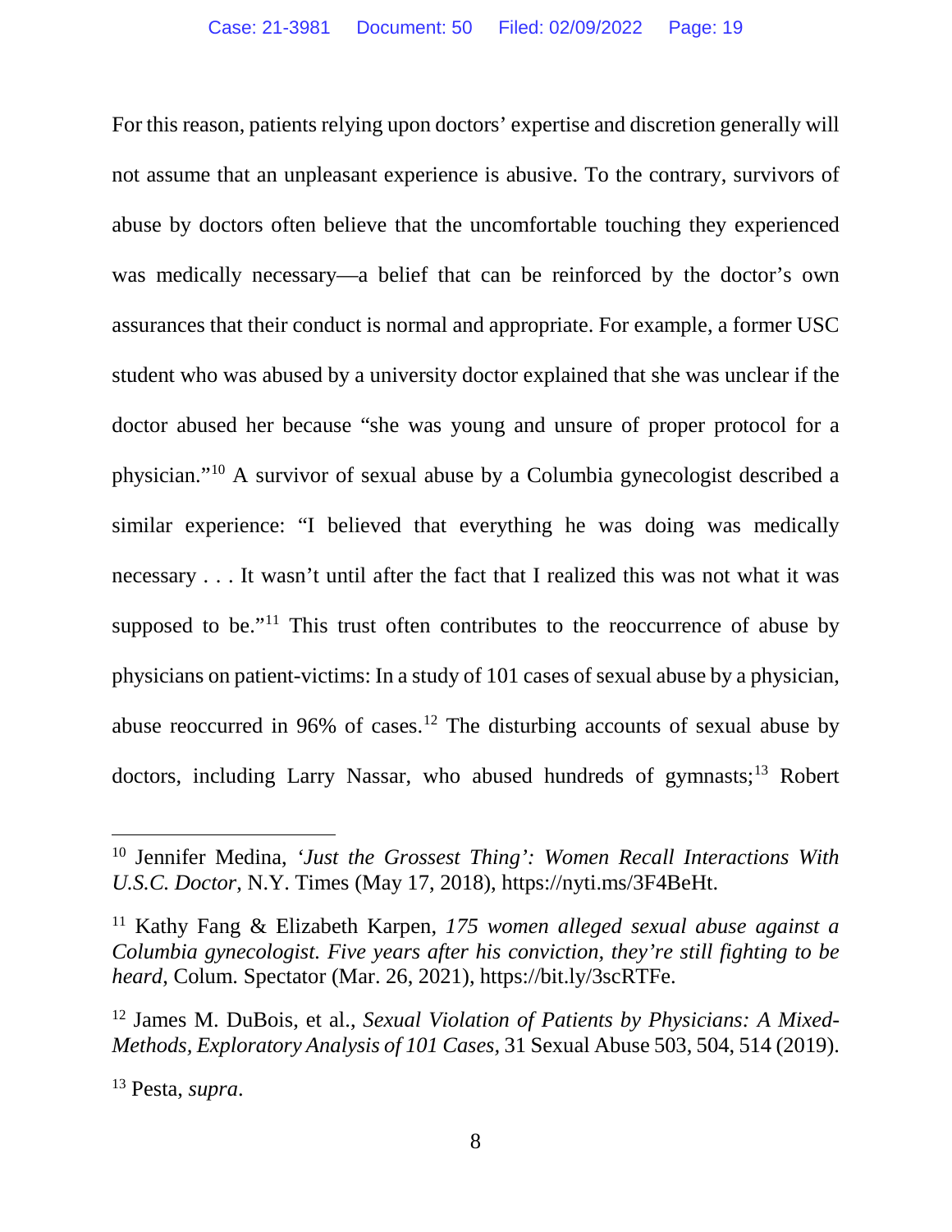For this reason, patients relying upon doctors' expertise and discretion generally will not assume that an unpleasant experience is abusive. To the contrary, survivors of abuse by doctors often believe that the uncomfortable touching they experienced was medically necessary—a belief that can be reinforced by the doctor's own assurances that their conduct is normal and appropriate. For example, a former USC student who was abused by a university doctor explained that she was unclear if the doctor abused her because "she was young and unsure of proper protocol for a physician."[10] A survivor of sexual abuse by a Columbia gynecologist described a similar experience: "I believed that everything he was doing was medically necessary . . . It wasn't until after the fact that I realized this was not what it was supposed to be."[11] This trust often contributes to the reoccurrence of abuse by physicians on patient-victims: In a study of 101 cases of sexual abuse by a physician, abuse reoccurred in 96% of cases.[12] The disturbing accounts of sexual abuse by doctors, including Larry Nassar, who abused hundreds of gymnasts;[13] Robert

---

[10] Jennifer Medina, *'Just the Grossest Thing': Women Recall Interactions With U.S.C. Doctor*, N.Y. Times (May 17, 2018), https://nyti.ms/3F4BeHt.

[11] Kathy Fang & Elizabeth Karpen, *175 women alleged sexual abuse against a Columbia gynecologist. Five years after his conviction, they're still fighting to be heard*, Colum. Spectator (Mar. 26, 2021), https://bit.ly/3scRTFe.

[12] James M. DuBois, et al., *Sexual Violation of Patients by Physicians: A Mixed-Methods, Exploratory Analysis of 101 Cases*, 31 Sexual Abuse 503, 504, 514 (2019).

[13] Pesta, *supra*.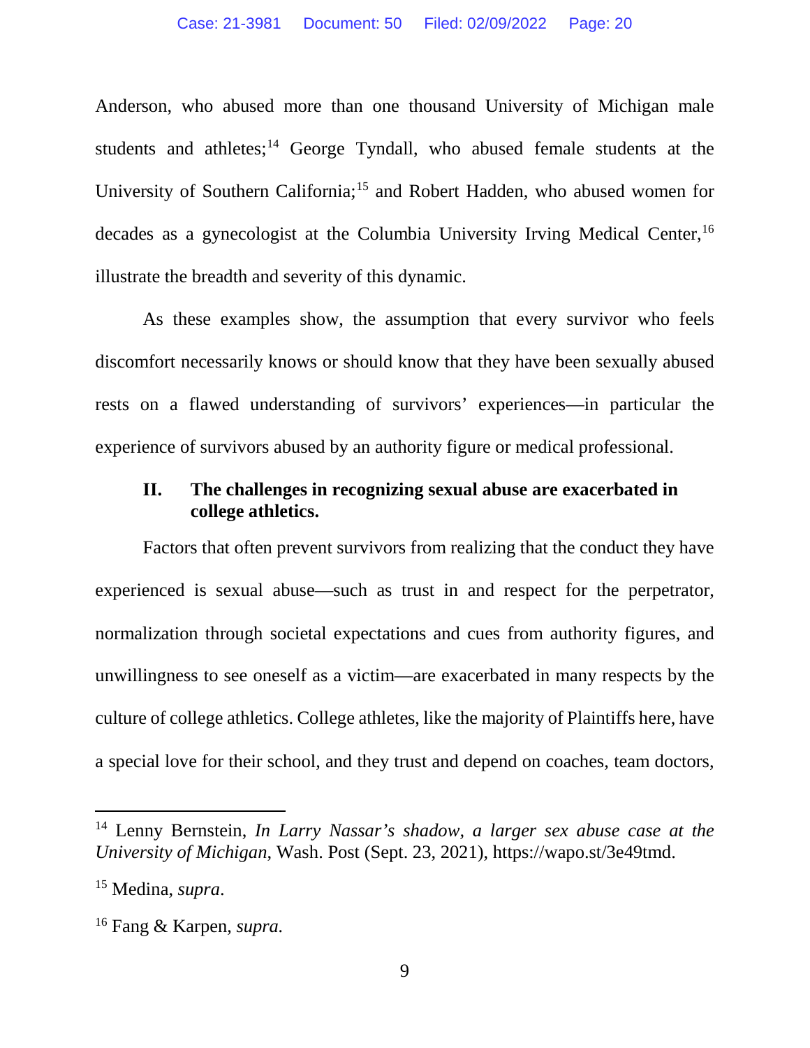Anderson, who abused more than one thousand University of Michigan male students and athletes;[14] George Tyndall, who abused female students at the University of Southern California;[15] and Robert Hadden, who abused women for decades as a gynecologist at the Columbia University Irving Medical Center,[16] illustrate the breadth and severity of this dynamic.

As these examples show, the assumption that every survivor who feels discomfort necessarily knows or should know that they have been sexually abused rests on a flawed understanding of survivors' experiences—in particular the experience of survivors abused by an authority figure or medical professional.

## II. The challenges in recognizing sexual abuse are exacerbated in college athletics.

Factors that often prevent survivors from realizing that the conduct they have experienced is sexual abuse—such as trust in and respect for the perpetrator, normalization through societal expectations and cues from authority figures, and unwillingness to see oneself as a victim—are exacerbated in many respects by the culture of college athletics. College athletes, like the majority of Plaintiffs here, have a special love for their school, and they trust and depend on coaches, team doctors,

---

[14] Lenny Bernstein, *In Larry Nassar's shadow, a larger sex abuse case at the University of Michigan*, Wash. Post (Sept. 23, 2021), https://wapo.st/3e49tmd.

[15] Medina, *supra*.

[16] Fang & Karpen, *supra*.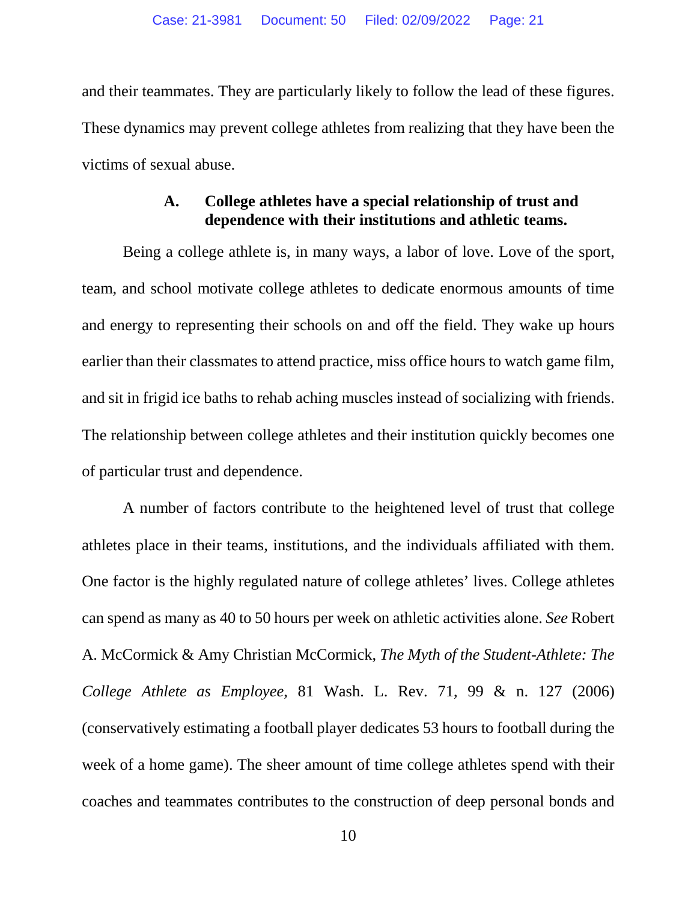and their teammates. They are particularly likely to follow the lead of these figures. These dynamics may prevent college athletes from realizing that they have been the victims of sexual abuse.

### A. College athletes have a special relationship of trust and dependence with their institutions and athletic teams.

Being a college athlete is, in many ways, a labor of love. Love of the sport, team, and school motivate college athletes to dedicate enormous amounts of time and energy to representing their schools on and off the field. They wake up hours earlier than their classmates to attend practice, miss office hours to watch game film, and sit in frigid ice baths to rehab aching muscles instead of socializing with friends. The relationship between college athletes and their institution quickly becomes one of particular trust and dependence.

A number of factors contribute to the heightened level of trust that college athletes place in their teams, institutions, and the individuals affiliated with them. One factor is the highly regulated nature of college athletes' lives. College athletes can spend as many as 40 to 50 hours per week on athletic activities alone. *See* Robert A. McCormick & Amy Christian McCormick, *The Myth of the Student-Athlete: The College Athlete as Employee*, 81 Wash. L. Rev. 71, 99 & n. 127 (2006) (conservatively estimating a football player dedicates 53 hours to football during the week of a home game). The sheer amount of time college athletes spend with their coaches and teammates contributes to the construction of deep personal bonds and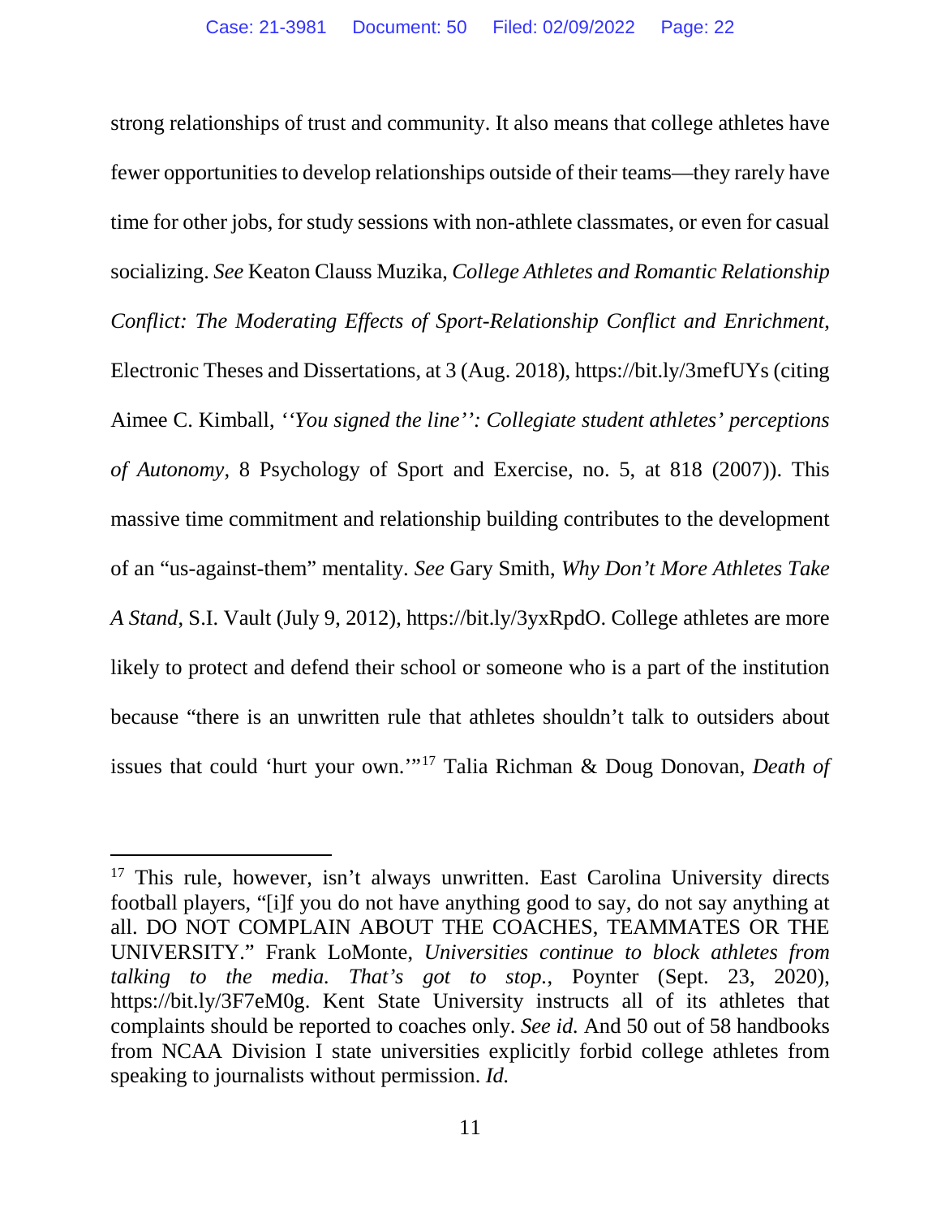strong relationships of trust and community. It also means that college athletes have fewer opportunities to develop relationships outside of their teams—they rarely have time for other jobs, for study sessions with non-athlete classmates, or even for casual socializing. *See* Keaton Clauss Muzika, *College Athletes and Romantic Relationship Conflict: The Moderating Effects of Sport-Relationship Conflict and Enrichment*, Electronic Theses and Dissertations, at 3 (Aug. 2018), https://bit.ly/3mefUYs (citing Aimee C. Kimball, *''You signed the line'': Collegiate student athletes' perceptions of Autonomy*, 8 Psychology of Sport and Exercise, no. 5, at 818 (2007)). This massive time commitment and relationship building contributes to the development of an "us-against-them" mentality. *See* Gary Smith, *Why Don't More Athletes Take A Stand*, S.I. Vault (July 9, 2012), https://bit.ly/3yxRpdO. College athletes are more likely to protect and defend their school or someone who is a part of the institution because "there is an unwritten rule that athletes shouldn't talk to outsiders about issues that could 'hurt your own.'"[17] Talia Richman & Doug Donovan, *Death of*

---

[17] This rule, however, isn't always unwritten. East Carolina University directs football players, "[i]f you do not have anything good to say, do not say anything at all. DO NOT COMPLAIN ABOUT THE COACHES, TEAMMATES OR THE UNIVERSITY." Frank LoMonte, *Universities continue to block athletes from talking to the media. That's got to stop.*, Poynter (Sept. 23, 2020), https://bit.ly/3F7eM0g. Kent State University instructs all of its athletes that complaints should be reported to coaches only. *See id.* And 50 out of 58 handbooks from NCAA Division I state universities explicitly forbid college athletes from speaking to journalists without permission. *Id.*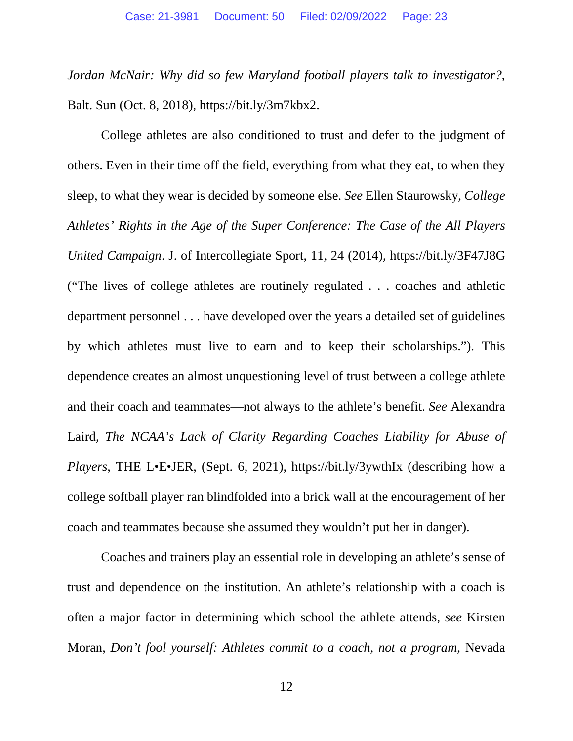*Jordan McNair: Why did so few Maryland football players talk to investigator?*, Balt. Sun (Oct. 8, 2018), https://bit.ly/3m7kbx2.

College athletes are also conditioned to trust and defer to the judgment of others. Even in their time off the field, everything from what they eat, to when they sleep, to what they wear is decided by someone else. *See* Ellen Staurowsky, *College Athletes' Rights in the Age of the Super Conference: The Case of the All Players United Campaign*. J. of Intercollegiate Sport, 11, 24 (2014), https://bit.ly/3F47J8G ("The lives of college athletes are routinely regulated . . . coaches and athletic department personnel . . . have developed over the years a detailed set of guidelines by which athletes must live to earn and to keep their scholarships."). This dependence creates an almost unquestioning level of trust between a college athlete and their coach and teammates—not always to the athlete's benefit. *See* Alexandra Laird, *The NCAA's Lack of Clarity Regarding Coaches Liability for Abuse of Players*, THE L•E•JER, (Sept. 6, 2021), https://bit.ly/3ywthIx (describing how a college softball player ran blindfolded into a brick wall at the encouragement of her coach and teammates because she assumed they wouldn't put her in danger).

Coaches and trainers play an essential role in developing an athlete's sense of trust and dependence on the institution. An athlete's relationship with a coach is often a major factor in determining which school the athlete attends, *see* Kirsten Moran, *Don't fool yourself: Athletes commit to a coach, not a program*, Nevada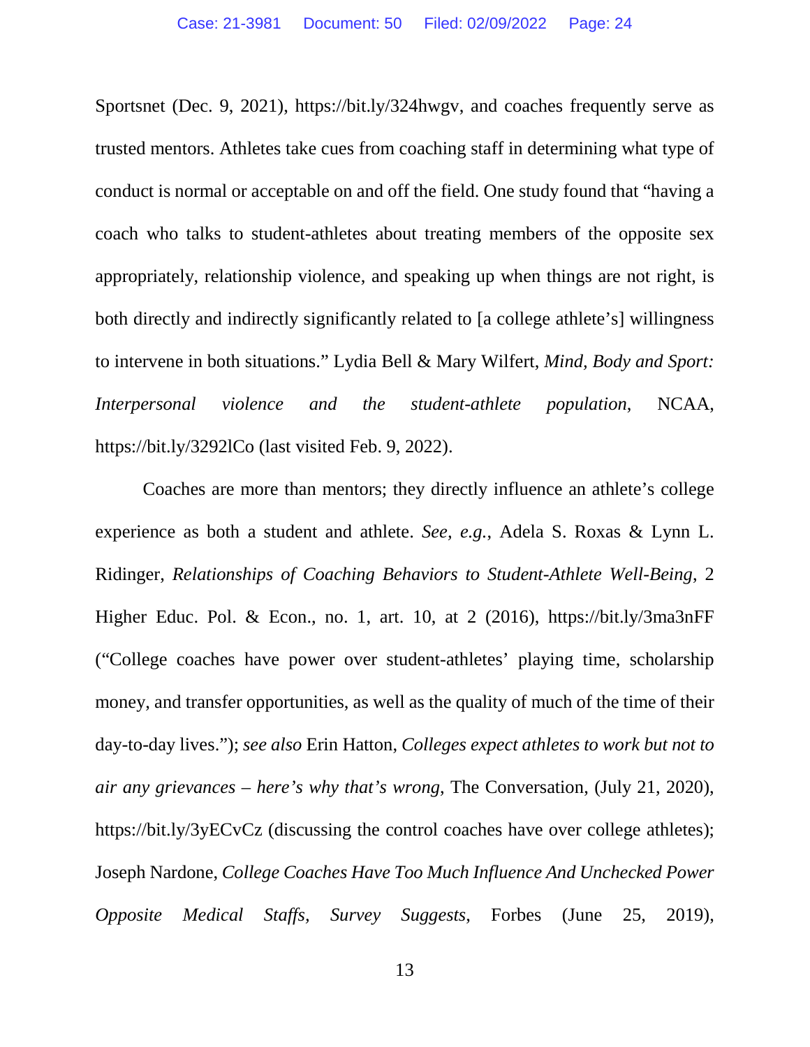Sportsnet (Dec. 9, 2021), https://bit.ly/324hwgv, and coaches frequently serve as trusted mentors. Athletes take cues from coaching staff in determining what type of conduct is normal or acceptable on and off the field. One study found that "having a coach who talks to student-athletes about treating members of the opposite sex appropriately, relationship violence, and speaking up when things are not right, is both directly and indirectly significantly related to [a college athlete's] willingness to intervene in both situations." Lydia Bell & Mary Wilfert, *Mind, Body and Sport: Interpersonal violence and the student-athlete population*, NCAA, https://bit.ly/3292lCo (last visited Feb. 9, 2022).

Coaches are more than mentors; they directly influence an athlete's college experience as both a student and athlete. *See, e.g.*, Adela S. Roxas & Lynn L. Ridinger, *Relationships of Coaching Behaviors to Student-Athlete Well-Being*, 2 Higher Educ. Pol. & Econ., no. 1, art. 10, at 2 (2016), https://bit.ly/3ma3nFF ("College coaches have power over student-athletes' playing time, scholarship money, and transfer opportunities, as well as the quality of much of the time of their day-to-day lives."); *see also* Erin Hatton, *Colleges expect athletes to work but not to air any grievances – here's why that's wrong*, The Conversation, (July 21, 2020), https://bit.ly/3yECvCz (discussing the control coaches have over college athletes); Joseph Nardone, *College Coaches Have Too Much Influence And Unchecked Power Opposite Medical Staffs, Survey Suggests*, Forbes (June 25, 2019),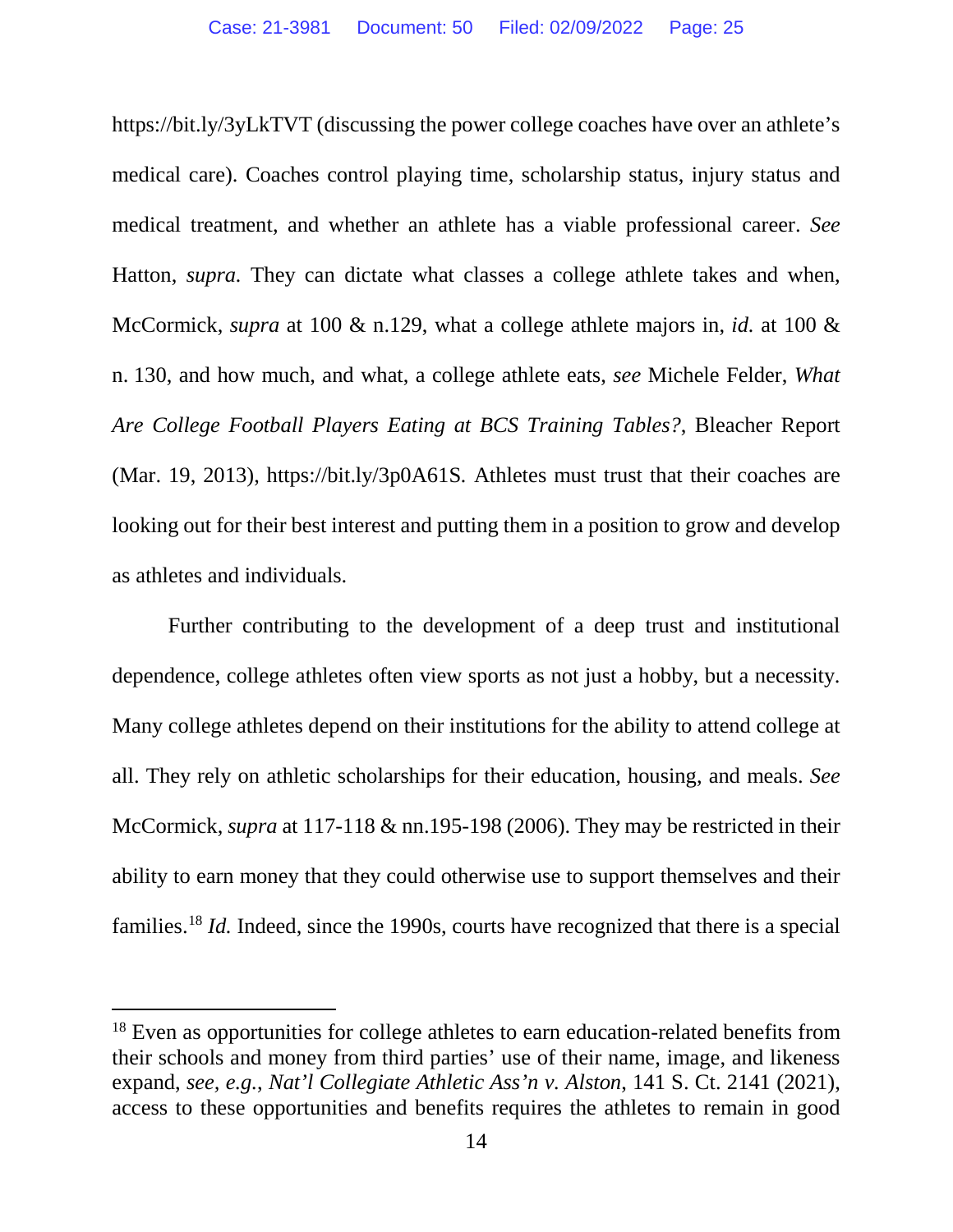https://bit.ly/3yLkTVT (discussing the power college coaches have over an athlete's medical care). Coaches control playing time, scholarship status, injury status and medical treatment, and whether an athlete has a viable professional career. *See* Hatton, *supra*. They can dictate what classes a college athlete takes and when, McCormick, *supra* at 100 & n.129, what a college athlete majors in, *id.* at 100 & n. 130, and how much, and what, a college athlete eats, *see* Michele Felder, *What Are College Football Players Eating at BCS Training Tables?*, Bleacher Report (Mar. 19, 2013), https://bit.ly/3p0A61S. Athletes must trust that their coaches are looking out for their best interest and putting them in a position to grow and develop as athletes and individuals.

Further contributing to the development of a deep trust and institutional dependence, college athletes often view sports as not just a hobby, but a necessity. Many college athletes depend on their institutions for the ability to attend college at all. They rely on athletic scholarships for their education, housing, and meals. *See* McCormick, *supra* at 117-118 & nn.195-198 (2006). They may be restricted in their ability to earn money that they could otherwise use to support themselves and their families.[18] *Id.* Indeed, since the 1990s, courts have recognized that there is a special

[18] Even as opportunities for college athletes to earn education-related benefits from their schools and money from third parties' use of their name, image, and likeness expand, *see, e.g.*, *Nat'l Collegiate Athletic Ass'n v. Alston*, 141 S. Ct. 2141 (2021), access to these opportunities and benefits requires the athletes to remain in good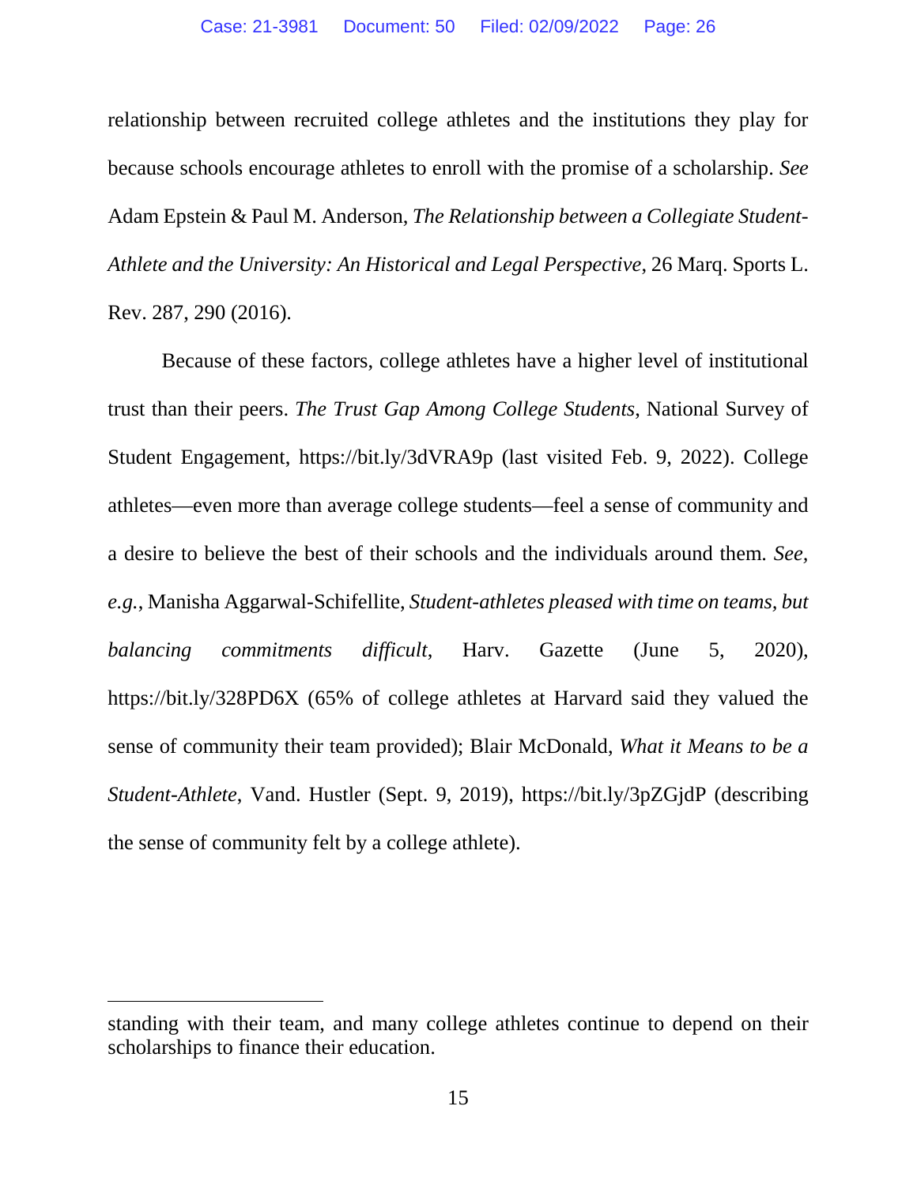relationship between recruited college athletes and the institutions they play for because schools encourage athletes to enroll with the promise of a scholarship. *See* Adam Epstein & Paul M. Anderson, *The Relationship between a Collegiate Student-Athlete and the University: An Historical and Legal Perspective*, 26 Marq. Sports L. Rev. 287, 290 (2016).

Because of these factors, college athletes have a higher level of institutional trust than their peers. *The Trust Gap Among College Students*, National Survey of Student Engagement, https://bit.ly/3dVRA9p (last visited Feb. 9, 2022). College athletes—even more than average college students—feel a sense of community and a desire to believe the best of their schools and the individuals around them. *See, e.g.*, Manisha Aggarwal-Schifellite, *Student-athletes pleased with time on teams, but balancing commitments difficult*, Harv. Gazette (June 5, 2020), https://bit.ly/328PD6X (65% of college athletes at Harvard said they valued the sense of community their team provided); Blair McDonald, *What it Means to be a Student-Athlete*, Vand. Hustler (Sept. 9, 2019), https://bit.ly/3pZGjdP (describing the sense of community felt by a college athlete).

---

standing with their team, and many college athletes continue to depend on their scholarships to finance their education.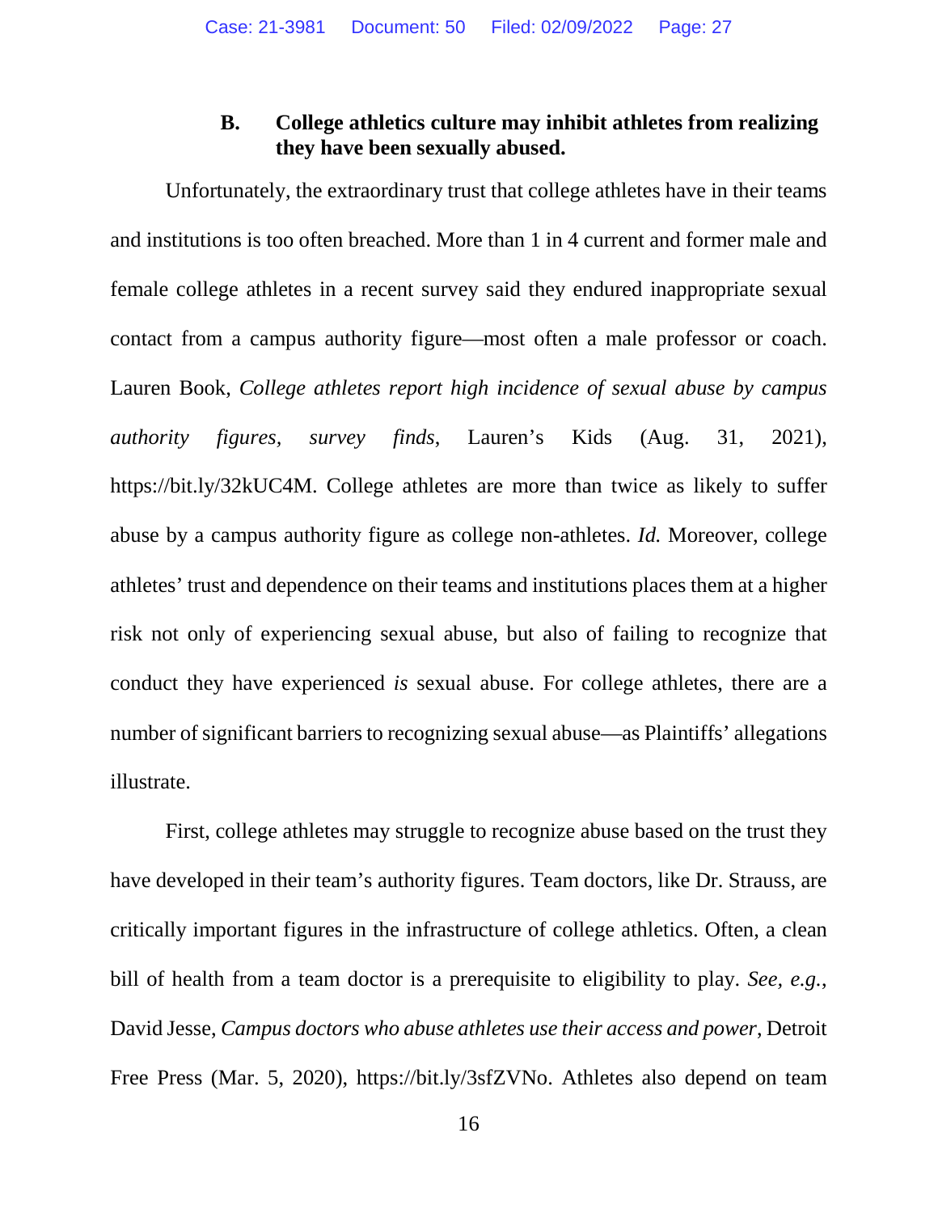### B. College athletics culture may inhibit athletes from realizing they have been sexually abused.

Unfortunately, the extraordinary trust that college athletes have in their teams and institutions is too often breached. More than 1 in 4 current and former male and female college athletes in a recent survey said they endured inappropriate sexual contact from a campus authority figure—most often a male professor or coach. Lauren Book, *College athletes report high incidence of sexual abuse by campus authority figures, survey finds*, Lauren's Kids (Aug. 31, 2021), https://bit.ly/32kUC4M. College athletes are more than twice as likely to suffer abuse by a campus authority figure as college non-athletes. *Id.* Moreover, college athletes' trust and dependence on their teams and institutions places them at a higher risk not only of experiencing sexual abuse, but also of failing to recognize that conduct they have experienced *is* sexual abuse. For college athletes, there are a number of significant barriers to recognizing sexual abuse—as Plaintiffs' allegations illustrate.

First, college athletes may struggle to recognize abuse based on the trust they have developed in their team's authority figures. Team doctors, like Dr. Strauss, are critically important figures in the infrastructure of college athletics. Often, a clean bill of health from a team doctor is a prerequisite to eligibility to play. *See, e.g.*, David Jesse, *Campus doctors who abuse athletes use their access and power*, Detroit Free Press (Mar. 5, 2020), https://bit.ly/3sfZVNo. Athletes also depend on team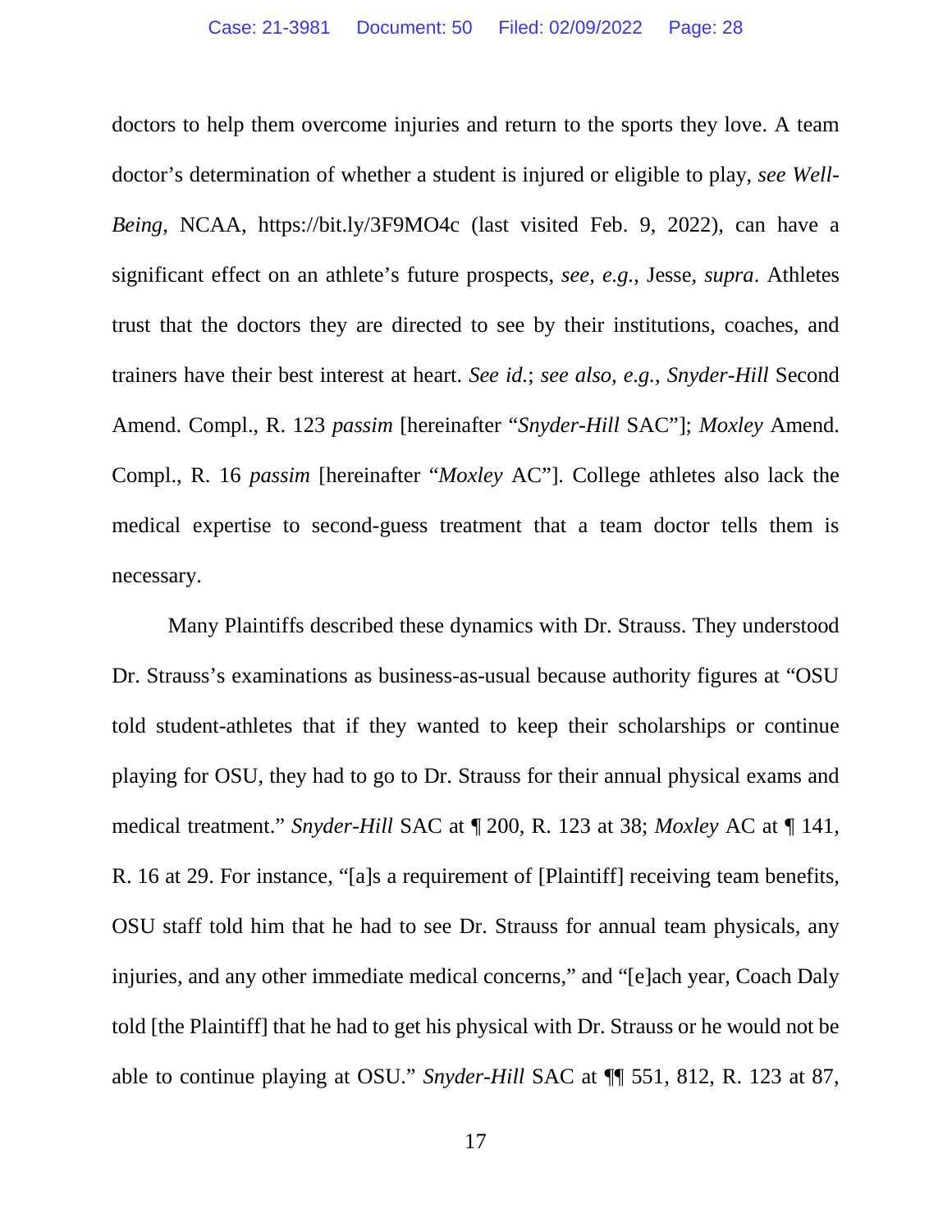doctors to help them overcome injuries and return to the sports they love. A team doctor's determination of whether a student is injured or eligible to play, *see Well-Being*, NCAA, https://bit.ly/3F9MO4c (last visited Feb. 9, 2022), can have a significant effect on an athlete's future prospects, *see, e.g.*, Jesse, *supra*. Athletes trust that the doctors they are directed to see by their institutions, coaches, and trainers have their best interest at heart. *See id.*; *see also, e.g.*, *Snyder-Hill* Second Amend. Compl., R. 123 *passim* [hereinafter "*Snyder-Hill* SAC"]; *Moxley* Amend. Compl., R. 16 *passim* [hereinafter "*Moxley* AC"]. College athletes also lack the medical expertise to second-guess treatment that a team doctor tells them is necessary.

Many Plaintiffs described these dynamics with Dr. Strauss. They understood Dr. Strauss's examinations as business-as-usual because authority figures at "OSU told student-athletes that if they wanted to keep their scholarships or continue playing for OSU, they had to go to Dr. Strauss for their annual physical exams and medical treatment." *Snyder-Hill* SAC at ¶ 200, R. 123 at 38; *Moxley* AC at ¶ 141, R. 16 at 29. For instance, "[a]s a requirement of [Plaintiff] receiving team benefits, OSU staff told him that he had to see Dr. Strauss for annual team physicals, any injuries, and any other immediate medical concerns," and "[e]ach year, Coach Daly told [the Plaintiff] that he had to get his physical with Dr. Strauss or he would not be able to continue playing at OSU." *Snyder-Hill* SAC at ¶¶ 551, 812, R. 123 at 87,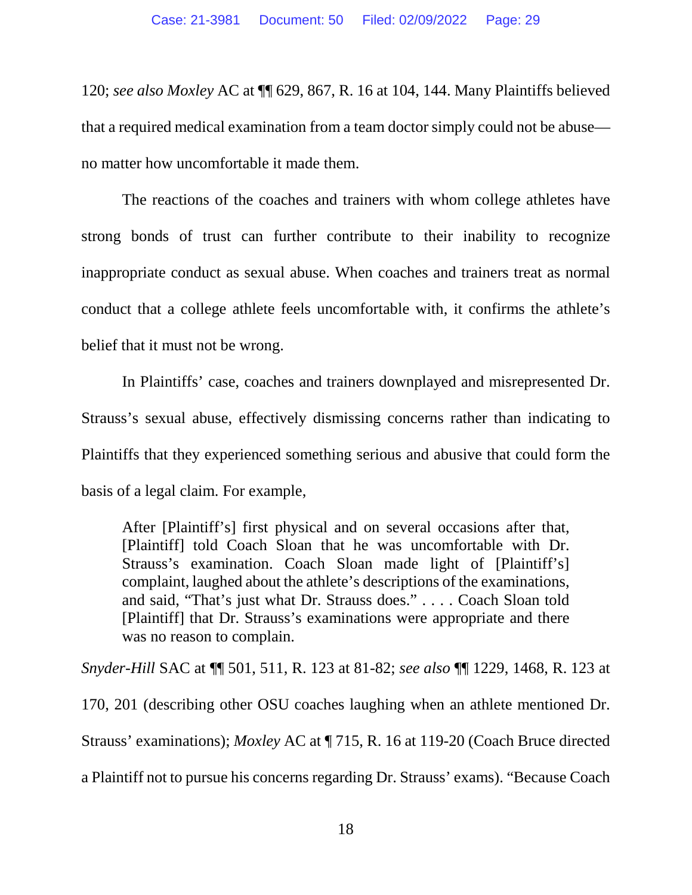120; *see also Moxley* AC at ¶¶ 629, 867, R. 16 at 104, 144. Many Plaintiffs believed that a required medical examination from a team doctor simply could not be abuse—no matter how uncomfortable it made them.

The reactions of the coaches and trainers with whom college athletes have strong bonds of trust can further contribute to their inability to recognize inappropriate conduct as sexual abuse. When coaches and trainers treat as normal conduct that a college athlete feels uncomfortable with, it confirms the athlete's belief that it must not be wrong.

In Plaintiffs' case, coaches and trainers downplayed and misrepresented Dr. Strauss's sexual abuse, effectively dismissing concerns rather than indicating to Plaintiffs that they experienced something serious and abusive that could form the basis of a legal claim. For example,

> After [Plaintiff's] first physical and on several occasions after that, [Plaintiff] told Coach Sloan that he was uncomfortable with Dr. Strauss's examination. Coach Sloan made light of [Plaintiff's] complaint, laughed about the athlete's descriptions of the examinations, and said, "That's just what Dr. Strauss does." . . . . Coach Sloan told [Plaintiff] that Dr. Strauss's examinations were appropriate and there was no reason to complain.

*Snyder-Hill* SAC at ¶¶ 501, 511, R. 123 at 81-82; *see also* ¶¶ 1229, 1468, R. 123 at 170, 201 (describing other OSU coaches laughing when an athlete mentioned Dr. Strauss' examinations); *Moxley* AC at ¶ 715, R. 16 at 119-20 (Coach Bruce directed a Plaintiff not to pursue his concerns regarding Dr. Strauss' exams). "Because Coach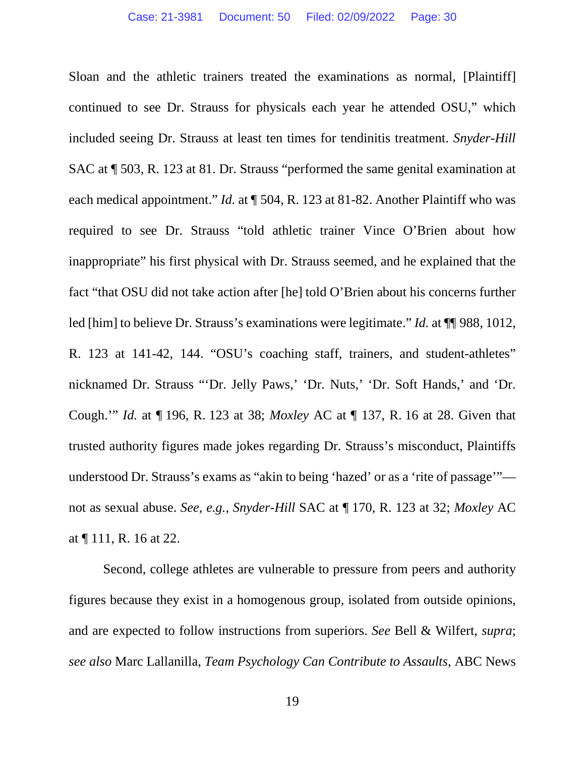Sloan and the athletic trainers treated the examinations as normal, [Plaintiff] continued to see Dr. Strauss for physicals each year he attended OSU," which included seeing Dr. Strauss at least ten times for tendinitis treatment. *Snyder-Hill* SAC at ¶ 503, R. 123 at 81. Dr. Strauss "performed the same genital examination at each medical appointment." *Id.* at ¶ 504, R. 123 at 81-82. Another Plaintiff who was required to see Dr. Strauss "told athletic trainer Vince O'Brien about how inappropriate" his first physical with Dr. Strauss seemed, and he explained that the fact "that OSU did not take action after [he] told O'Brien about his concerns further led [him] to believe Dr. Strauss's examinations were legitimate." *Id.* at ¶¶ 988, 1012, R. 123 at 141-42, 144. "OSU's coaching staff, trainers, and student-athletes" nicknamed Dr. Strauss "'Dr. Jelly Paws,' 'Dr. Nuts,' 'Dr. Soft Hands,' and 'Dr. Cough.'" *Id.* at ¶ 196, R. 123 at 38; *Moxley* AC at ¶ 137, R. 16 at 28. Given that trusted authority figures made jokes regarding Dr. Strauss's misconduct, Plaintiffs understood Dr. Strauss's exams as "akin to being 'hazed' or as a 'rite of passage'"—not as sexual abuse. *See, e.g., Snyder-Hill* SAC at ¶ 170, R. 123 at 32; *Moxley* AC at ¶ 111, R. 16 at 22.

Second, college athletes are vulnerable to pressure from peers and authority figures because they exist in a homogenous group, isolated from outside opinions, and are expected to follow instructions from superiors. *See* Bell & Wilfert, *supra*; *see also* Marc Lallanilla, *Team Psychology Can Contribute to Assaults*, ABC News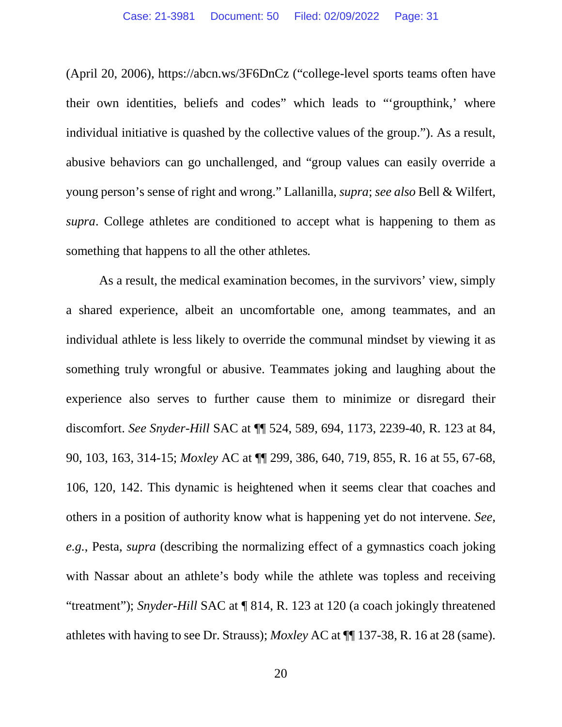(April 20, 2006), https://abcn.ws/3F6DnCz ("college-level sports teams often have their own identities, beliefs and codes" which leads to "'groupthink,' where individual initiative is quashed by the collective values of the group."). As a result, abusive behaviors can go unchallenged, and "group values can easily override a young person's sense of right and wrong." Lallanilla, *supra*; *see also* Bell & Wilfert, *supra*. College athletes are conditioned to accept what is happening to them as something that happens to all the other athletes.

As a result, the medical examination becomes, in the survivors' view, simply a shared experience, albeit an uncomfortable one, among teammates, and an individual athlete is less likely to override the communal mindset by viewing it as something truly wrongful or abusive. Teammates joking and laughing about the experience also serves to further cause them to minimize or disregard their discomfort. *See Snyder-Hill* SAC at ¶¶ 524, 589, 694, 1173, 2239-40, R. 123 at 84, 90, 103, 163, 314-15; *Moxley* AC at ¶¶ 299, 386, 640, 719, 855, R. 16 at 55, 67-68, 106, 120, 142. This dynamic is heightened when it seems clear that coaches and others in a position of authority know what is happening yet do not intervene. *See, e.g.*, Pesta, *supra* (describing the normalizing effect of a gymnastics coach joking with Nassar about an athlete's body while the athlete was topless and receiving "treatment"); *Snyder-Hill* SAC at ¶ 814, R. 123 at 120 (a coach jokingly threatened athletes with having to see Dr. Strauss); *Moxley* AC at ¶¶ 137-38, R. 16 at 28 (same).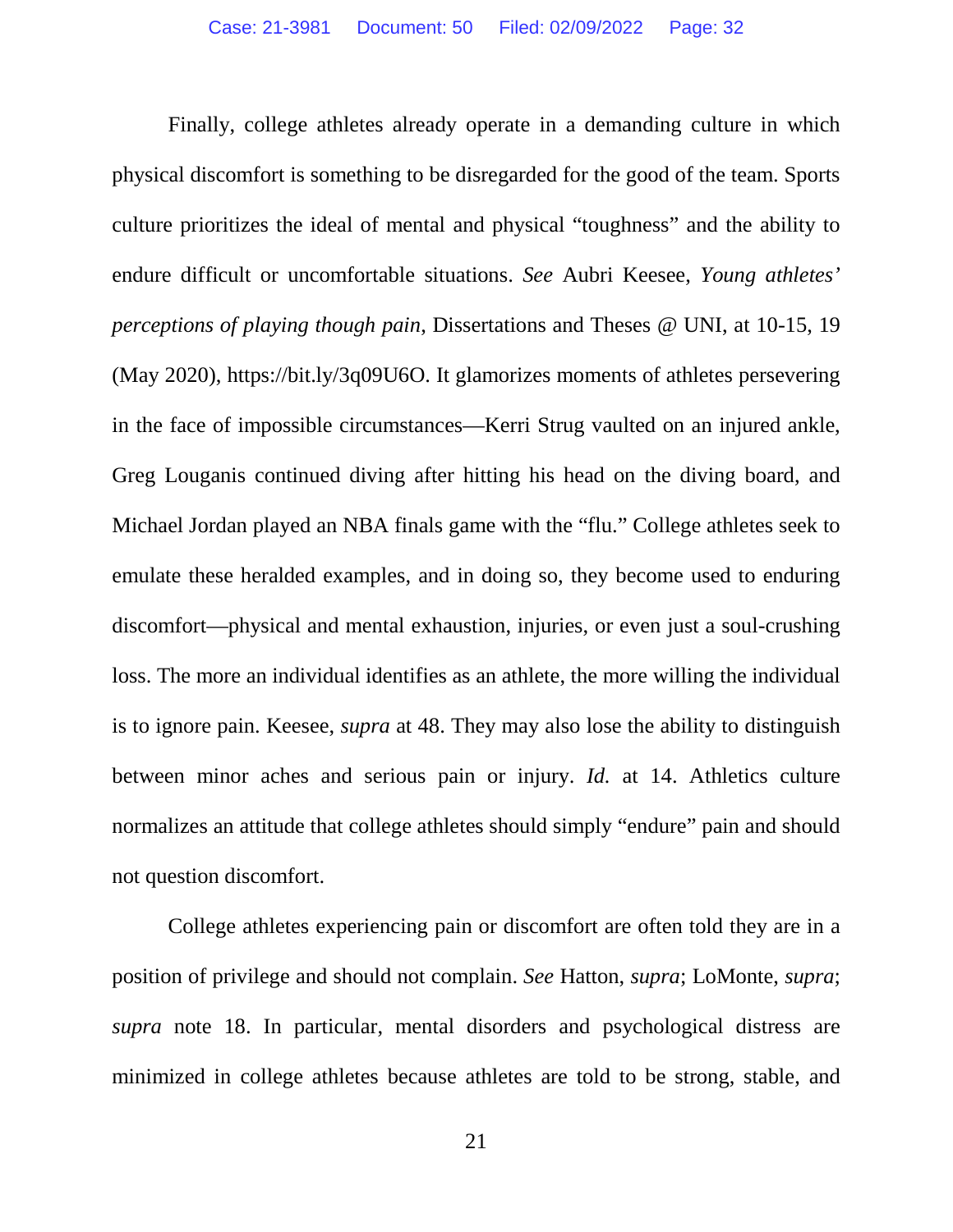Finally, college athletes already operate in a demanding culture in which physical discomfort is something to be disregarded for the good of the team. Sports culture prioritizes the ideal of mental and physical "toughness" and the ability to endure difficult or uncomfortable situations. *See* Aubri Keesee, *Young athletes' perceptions of playing though pain*, Dissertations and Theses @ UNI, at 10-15, 19 (May 2020), https://bit.ly/3q09U6O. It glamorizes moments of athletes persevering in the face of impossible circumstances—Kerri Strug vaulted on an injured ankle, Greg Louganis continued diving after hitting his head on the diving board, and Michael Jordan played an NBA finals game with the "flu." College athletes seek to emulate these heralded examples, and in doing so, they become used to enduring discomfort—physical and mental exhaustion, injuries, or even just a soul-crushing loss. The more an individual identifies as an athlete, the more willing the individual is to ignore pain. Keesee, *supra* at 48. They may also lose the ability to distinguish between minor aches and serious pain or injury. *Id.* at 14. Athletics culture normalizes an attitude that college athletes should simply "endure" pain and should not question discomfort.

College athletes experiencing pain or discomfort are often told they are in a position of privilege and should not complain. *See* Hatton, *supra*; LoMonte, *supra*; *supra* note 18. In particular, mental disorders and psychological distress are minimized in college athletes because athletes are told to be strong, stable, and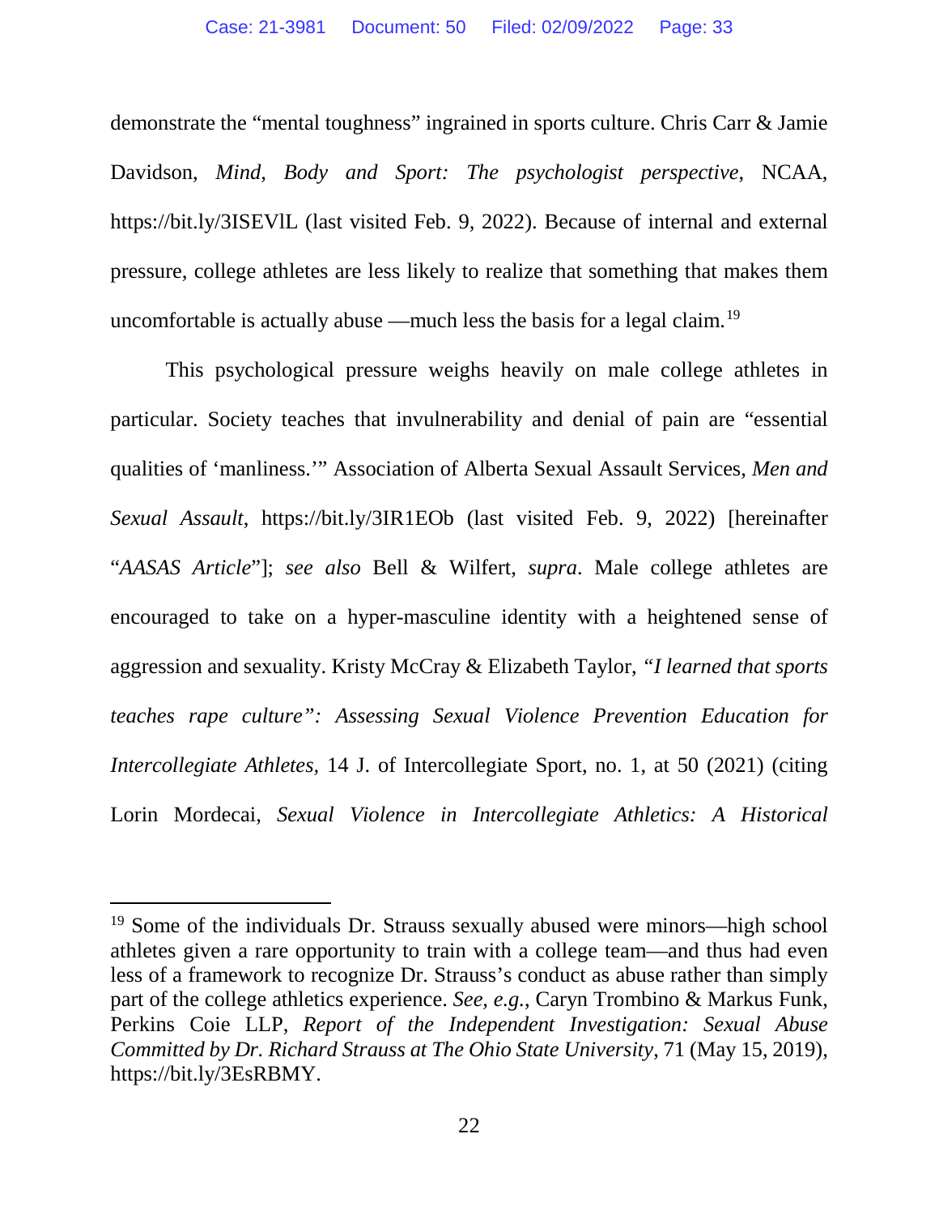demonstrate the "mental toughness" ingrained in sports culture. Chris Carr & Jamie Davidson, *Mind, Body and Sport: The psychologist perspective*, NCAA, https://bit.ly/3ISEVlL (last visited Feb. 9, 2022). Because of internal and external pressure, college athletes are less likely to realize that something that makes them uncomfortable is actually abuse —much less the basis for a legal claim.[19]

This psychological pressure weighs heavily on male college athletes in particular. Society teaches that invulnerability and denial of pain are "essential qualities of 'manliness.'" Association of Alberta Sexual Assault Services, *Men and Sexual Assault*, https://bit.ly/3IR1EOb (last visited Feb. 9, 2022) [hereinafter "*AASAS Article*"]; *see also* Bell & Wilfert, *supra*. Male college athletes are encouraged to take on a hyper-masculine identity with a heightened sense of aggression and sexuality. Kristy McCray & Elizabeth Taylor, *"I learned that sports teaches rape culture": Assessing Sexual Violence Prevention Education for Intercollegiate Athletes*, 14 J. of Intercollegiate Sport, no. 1, at 50 (2021) (citing Lorin Mordecai, *Sexual Violence in Intercollegiate Athletics: A Historical*

---

[19] Some of the individuals Dr. Strauss sexually abused were minors—high school athletes given a rare opportunity to train with a college team—and thus had even less of a framework to recognize Dr. Strauss's conduct as abuse rather than simply part of the college athletics experience. *See, e.g.*, Caryn Trombino & Markus Funk, Perkins Coie LLP, *Report of the Independent Investigation: Sexual Abuse Committed by Dr. Richard Strauss at The Ohio State University*, 71 (May 15, 2019), https://bit.ly/3EsRBMY.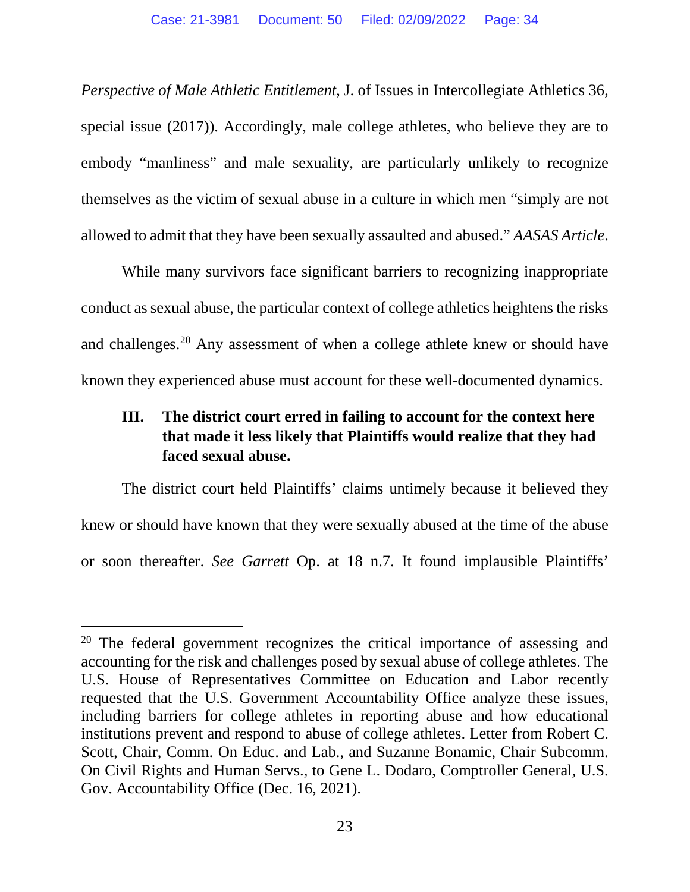*Perspective of Male Athletic Entitlement*, J. of Issues in Intercollegiate Athletics 36, special issue (2017)). Accordingly, male college athletes, who believe they are to embody "manliness" and male sexuality, are particularly unlikely to recognize themselves as the victim of sexual abuse in a culture in which men "simply are not allowed to admit that they have been sexually assaulted and abused." *AASAS Article*.

While many survivors face significant barriers to recognizing inappropriate conduct as sexual abuse, the particular context of college athletics heightens the risks and challenges.[20] Any assessment of when a college athlete knew or should have known they experienced abuse must account for these well-documented dynamics.

### III. The district court erred in failing to account for the context here that made it less likely that Plaintiffs would realize that they had faced sexual abuse.

The district court held Plaintiffs' claims untimely because it believed they knew or should have known that they were sexually abused at the time of the abuse or soon thereafter. *See Garrett* Op. at 18 n.7. It found implausible Plaintiffs'

---

[20] The federal government recognizes the critical importance of assessing and accounting for the risk and challenges posed by sexual abuse of college athletes. The U.S. House of Representatives Committee on Education and Labor recently requested that the U.S. Government Accountability Office analyze these issues, including barriers for college athletes in reporting abuse and how educational institutions prevent and respond to abuse of college athletes. Letter from Robert C. Scott, Chair, Comm. On Educ. and Lab., and Suzanne Bonamic, Chair Subcomm. On Civil Rights and Human Servs., to Gene L. Dodaro, Comptroller General, U.S. Gov. Accountability Office (Dec. 16, 2021).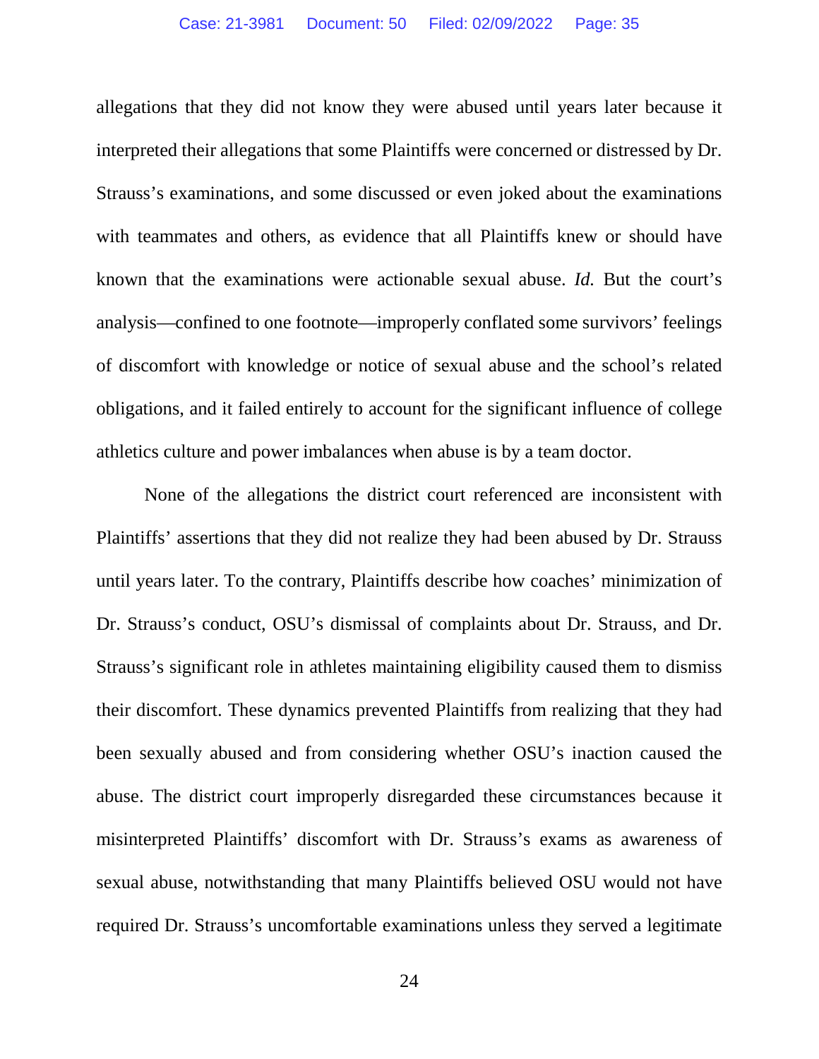allegations that they did not know they were abused until years later because it interpreted their allegations that some Plaintiffs were concerned or distressed by Dr. Strauss's examinations, and some discussed or even joked about the examinations with teammates and others, as evidence that all Plaintiffs knew or should have known that the examinations were actionable sexual abuse. *Id.* But the court's analysis—confined to one footnote—improperly conflated some survivors' feelings of discomfort with knowledge or notice of sexual abuse and the school's related obligations, and it failed entirely to account for the significant influence of college athletics culture and power imbalances when abuse is by a team doctor.

None of the allegations the district court referenced are inconsistent with Plaintiffs' assertions that they did not realize they had been abused by Dr. Strauss until years later. To the contrary, Plaintiffs describe how coaches' minimization of Dr. Strauss's conduct, OSU's dismissal of complaints about Dr. Strauss, and Dr. Strauss's significant role in athletes maintaining eligibility caused them to dismiss their discomfort. These dynamics prevented Plaintiffs from realizing that they had been sexually abused and from considering whether OSU's inaction caused the abuse. The district court improperly disregarded these circumstances because it misinterpreted Plaintiffs' discomfort with Dr. Strauss's exams as awareness of sexual abuse, notwithstanding that many Plaintiffs believed OSU would not have required Dr. Strauss's uncomfortable examinations unless they served a legitimate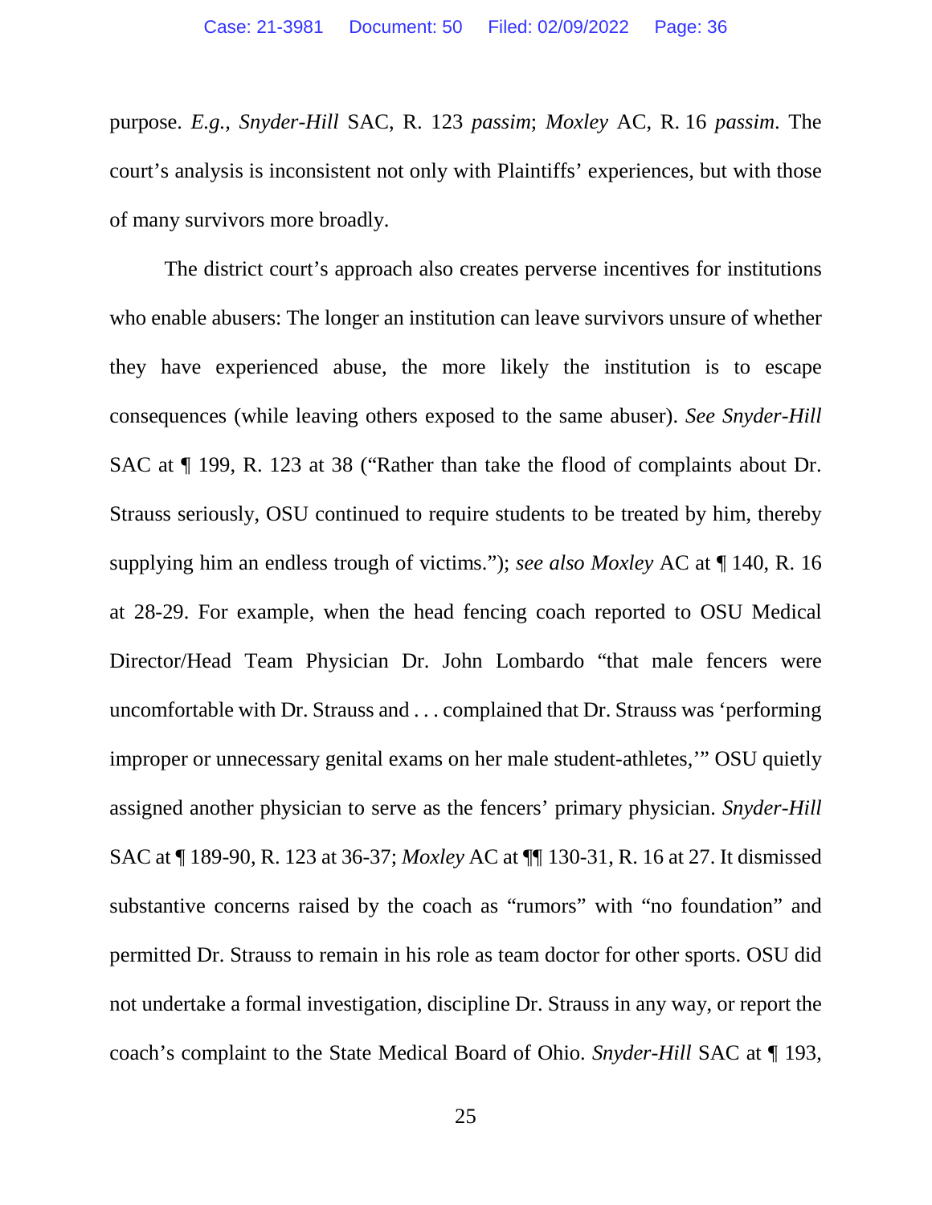purpose. *E.g.*, *Snyder-Hill* SAC, R. 123 *passim*; *Moxley* AC, R. 16 *passim*. The court's analysis is inconsistent not only with Plaintiffs' experiences, but with those of many survivors more broadly.

The district court's approach also creates perverse incentives for institutions who enable abusers: The longer an institution can leave survivors unsure of whether they have experienced abuse, the more likely the institution is to escape consequences (while leaving others exposed to the same abuser). *See Snyder-Hill* SAC at ¶ 199, R. 123 at 38 ("Rather than take the flood of complaints about Dr. Strauss seriously, OSU continued to require students to be treated by him, thereby supplying him an endless trough of victims."); *see also Moxley* AC at ¶ 140, R. 16 at 28-29. For example, when the head fencing coach reported to OSU Medical Director/Head Team Physician Dr. John Lombardo "that male fencers were uncomfortable with Dr. Strauss and . . . complained that Dr. Strauss was 'performing improper or unnecessary genital exams on her male student-athletes,'" OSU quietly assigned another physician to serve as the fencers' primary physician. *Snyder-Hill* SAC at ¶ 189-90, R. 123 at 36-37; *Moxley* AC at ¶¶ 130-31, R. 16 at 27. It dismissed substantive concerns raised by the coach as "rumors" with "no foundation" and permitted Dr. Strauss to remain in his role as team doctor for other sports. OSU did not undertake a formal investigation, discipline Dr. Strauss in any way, or report the coach's complaint to the State Medical Board of Ohio. *Snyder-Hill* SAC at ¶ 193,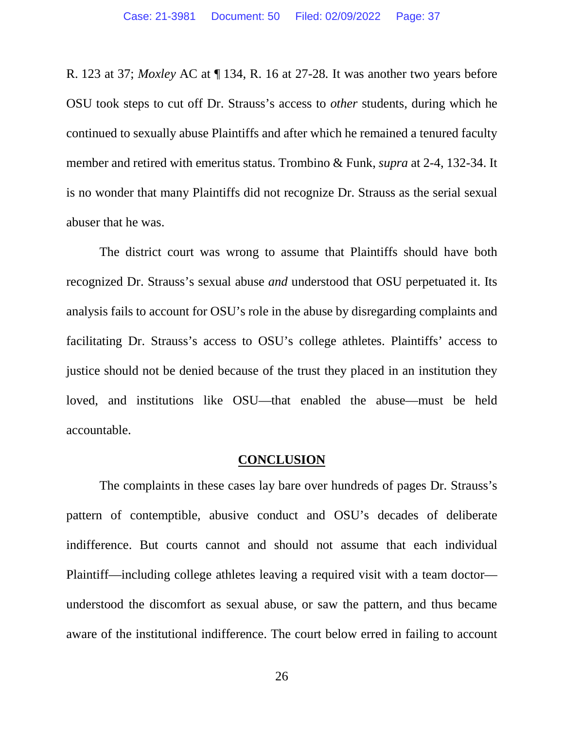R. 123 at 37; *Moxley* AC at ¶ 134, R. 16 at 27-28. It was another two years before OSU took steps to cut off Dr. Strauss's access to *other* students, during which he continued to sexually abuse Plaintiffs and after which he remained a tenured faculty member and retired with emeritus status. Trombino & Funk, *supra* at 2-4, 132-34. It is no wonder that many Plaintiffs did not recognize Dr. Strauss as the serial sexual abuser that he was.

The district court was wrong to assume that Plaintiffs should have both recognized Dr. Strauss's sexual abuse *and* understood that OSU perpetuated it. Its analysis fails to account for OSU's role in the abuse by disregarding complaints and facilitating Dr. Strauss's access to OSU's college athletes. Plaintiffs' access to justice should not be denied because of the trust they placed in an institution they loved, and institutions like OSU—that enabled the abuse—must be held accountable.

## CONCLUSION

The complaints in these cases lay bare over hundreds of pages Dr. Strauss's pattern of contemptible, abusive conduct and OSU's decades of deliberate indifference. But courts cannot and should not assume that each individual Plaintiff—including college athletes leaving a required visit with a team doctor—understood the discomfort as sexual abuse, or saw the pattern, and thus became aware of the institutional indifference. The court below erred in failing to account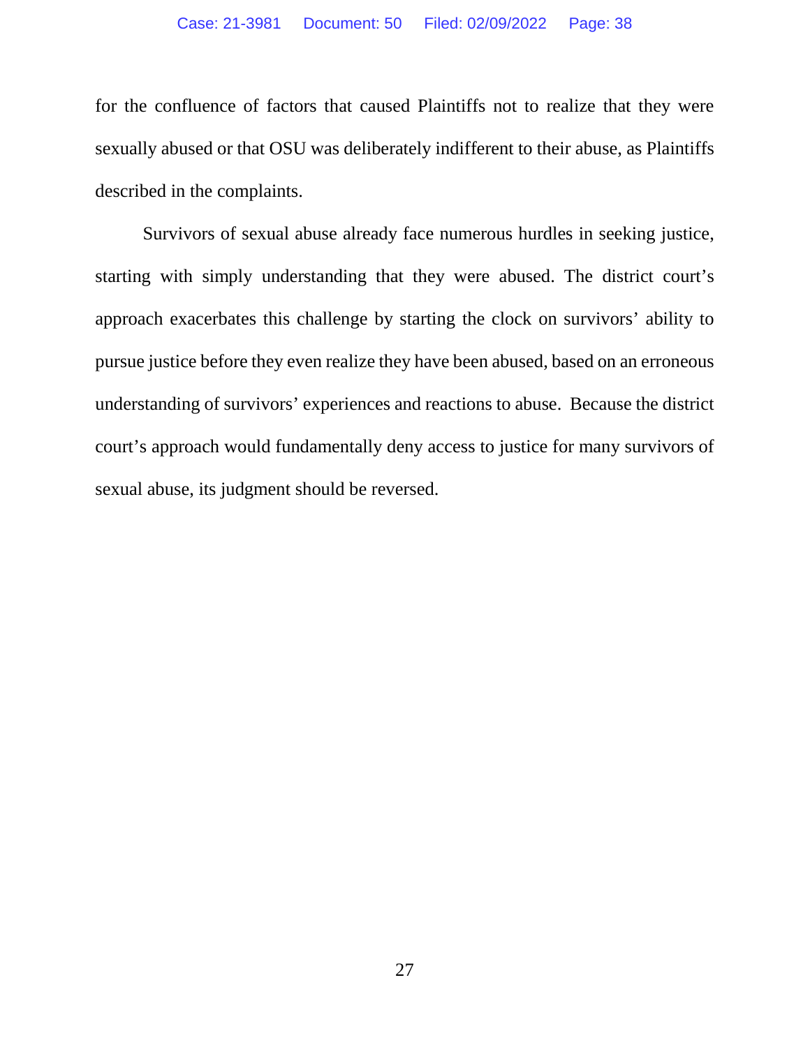for the confluence of factors that caused Plaintiffs not to realize that they were sexually abused or that OSU was deliberately indifferent to their abuse, as Plaintiffs described in the complaints.

Survivors of sexual abuse already face numerous hurdles in seeking justice, starting with simply understanding that they were abused. The district court's approach exacerbates this challenge by starting the clock on survivors' ability to pursue justice before they even realize they have been abused, based on an erroneous understanding of survivors' experiences and reactions to abuse. Because the district court's approach would fundamentally deny access to justice for many survivors of sexual abuse, its judgment should be reversed.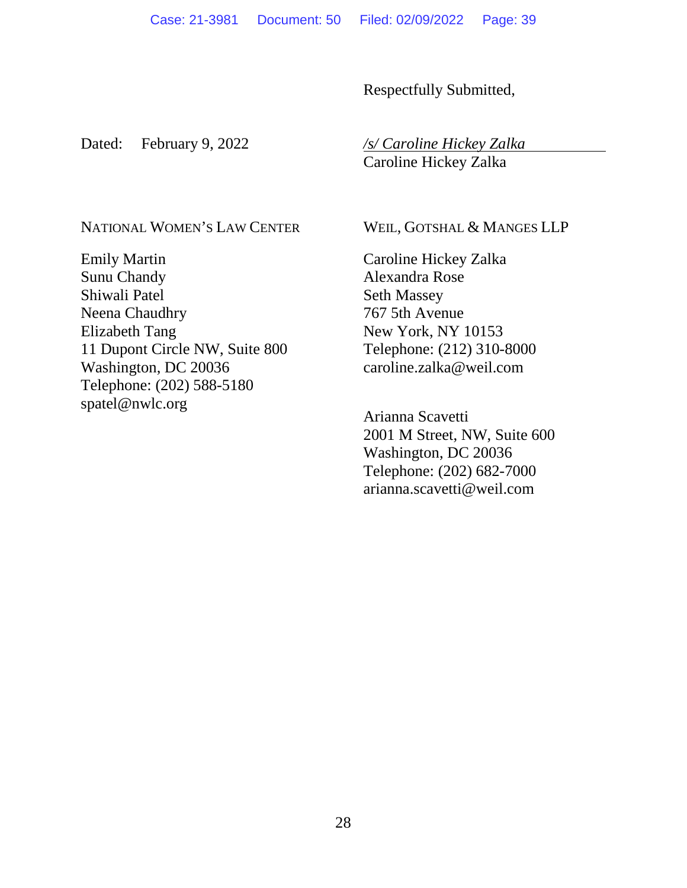Respectfully Submitted,

Dated: February 9, 2022

*/s/ Caroline Hickey Zalka*
Caroline Hickey Zalka

NATIONAL WOMEN'S LAW CENTER

Emily Martin
Sunu Chandy
Shiwali Patel
Neena Chaudhry
Elizabeth Tang
11 Dupont Circle NW, Suite 800
Washington, DC 20036
Telephone: (202) 588-5180
spatel@nwlc.org

WEIL, GOTSHAL & MANGES LLP

Caroline Hickey Zalka
Alexandra Rose
Seth Massey
767 5th Avenue
New York, NY 10153
Telephone: (212) 310-8000
caroline.zalka@weil.com

Arianna Scavetti
2001 M Street, NW, Suite 600
Washington, DC 20036
Telephone: (202) 682-7000
arianna.scavetti@weil.com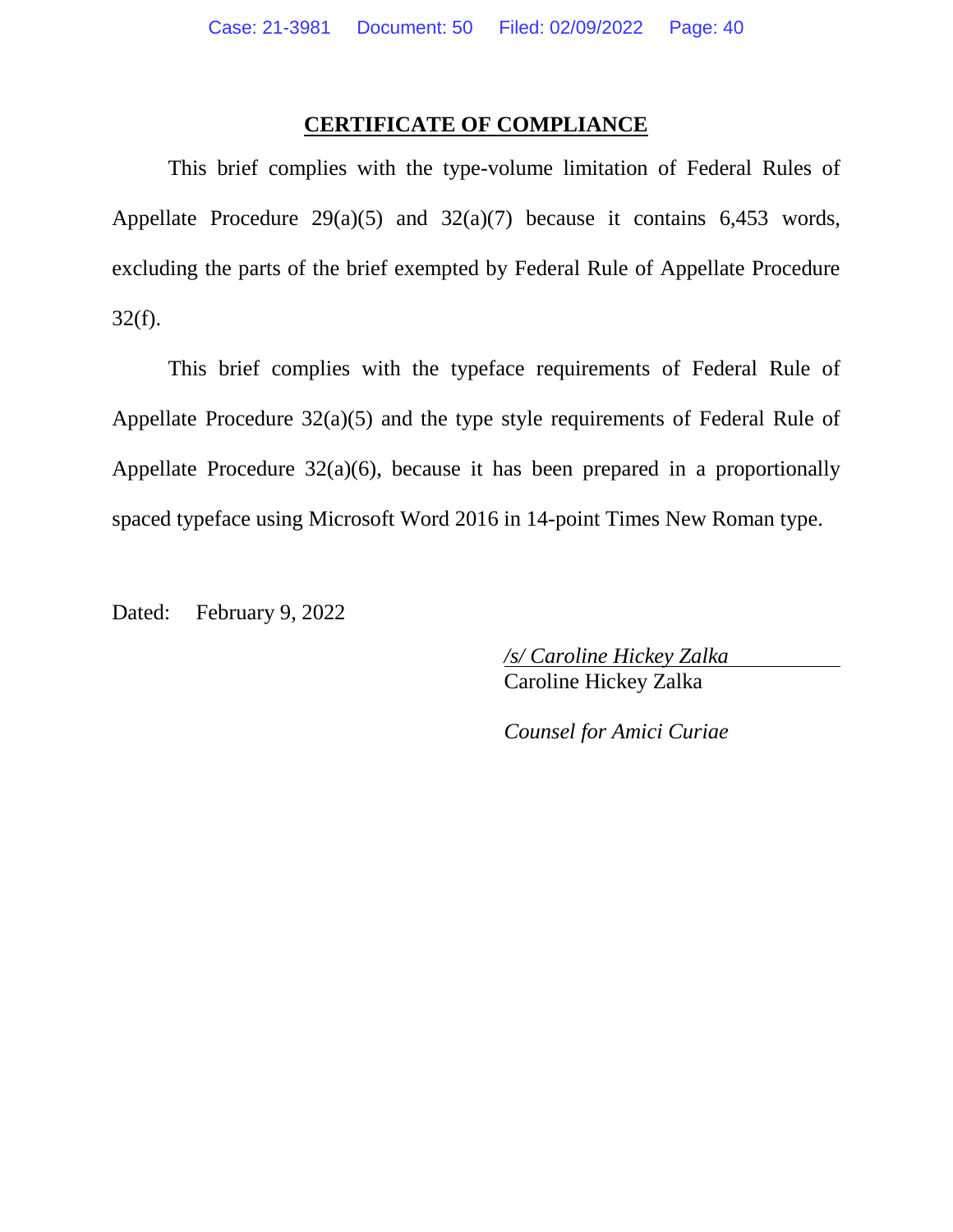## CERTIFICATE OF COMPLIANCE

This brief complies with the type-volume limitation of Federal Rules of Appellate Procedure 29(a)(5) and 32(a)(7) because it contains 6,453 words, excluding the parts of the brief exempted by Federal Rule of Appellate Procedure 32(f).

This brief complies with the typeface requirements of Federal Rule of Appellate Procedure 32(a)(5) and the type style requirements of Federal Rule of Appellate Procedure 32(a)(6), because it has been prepared in a proportionally spaced typeface using Microsoft Word 2016 in 14-point Times New Roman type.

Dated: February 9, 2022

*/s/ Caroline Hickey Zalka*
Caroline Hickey Zalka

*Counsel for Amici Curiae*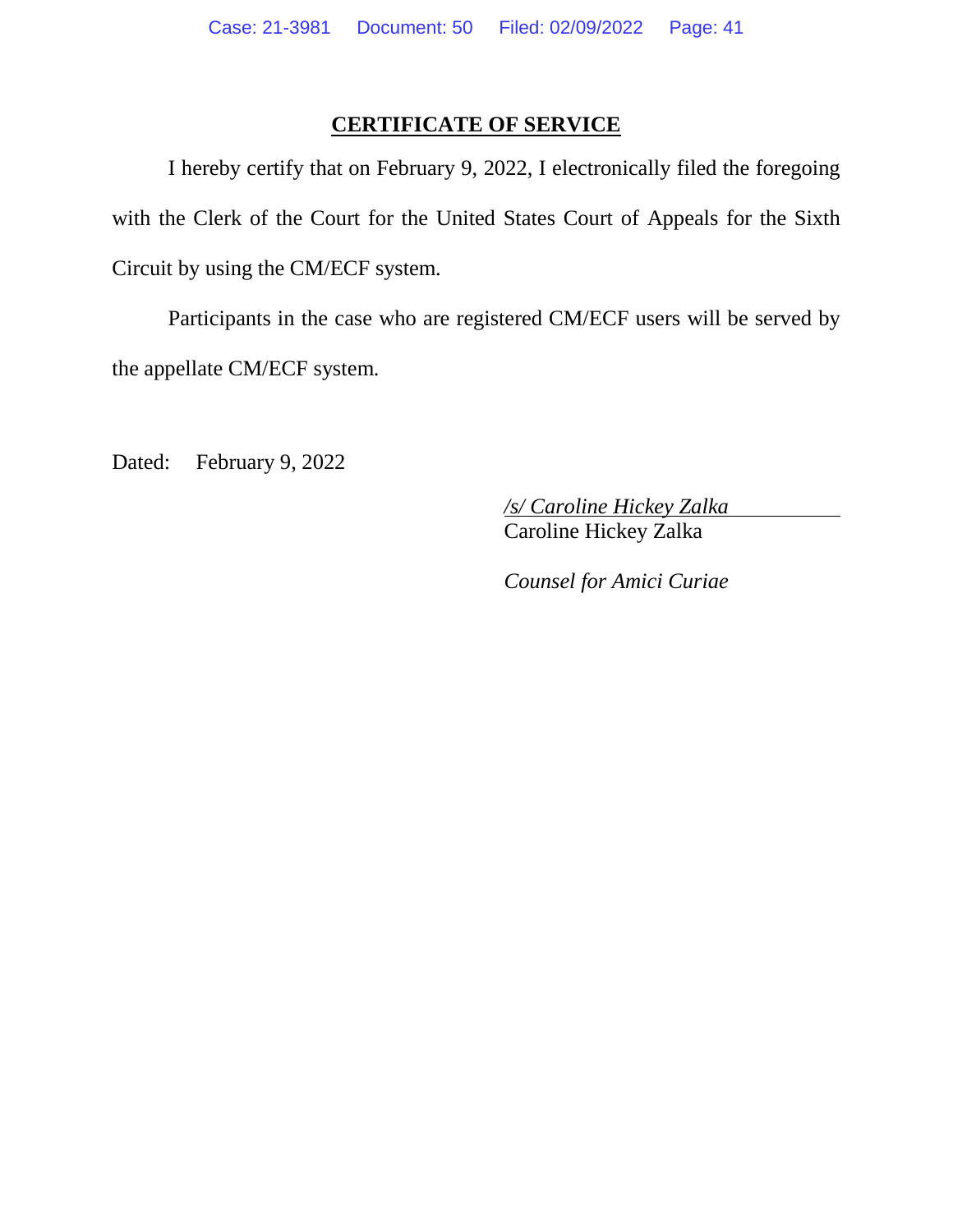## CERTIFICATE OF SERVICE

I hereby certify that on February 9, 2022, I electronically filed the foregoing with the Clerk of the Court for the United States Court of Appeals for the Sixth Circuit by using the CM/ECF system.

Participants in the case who are registered CM/ECF users will be served by the appellate CM/ECF system.

Dated: February 9, 2022

*/s/ Caroline Hickey Zalka*
Caroline Hickey Zalka

*Counsel for Amici Curiae*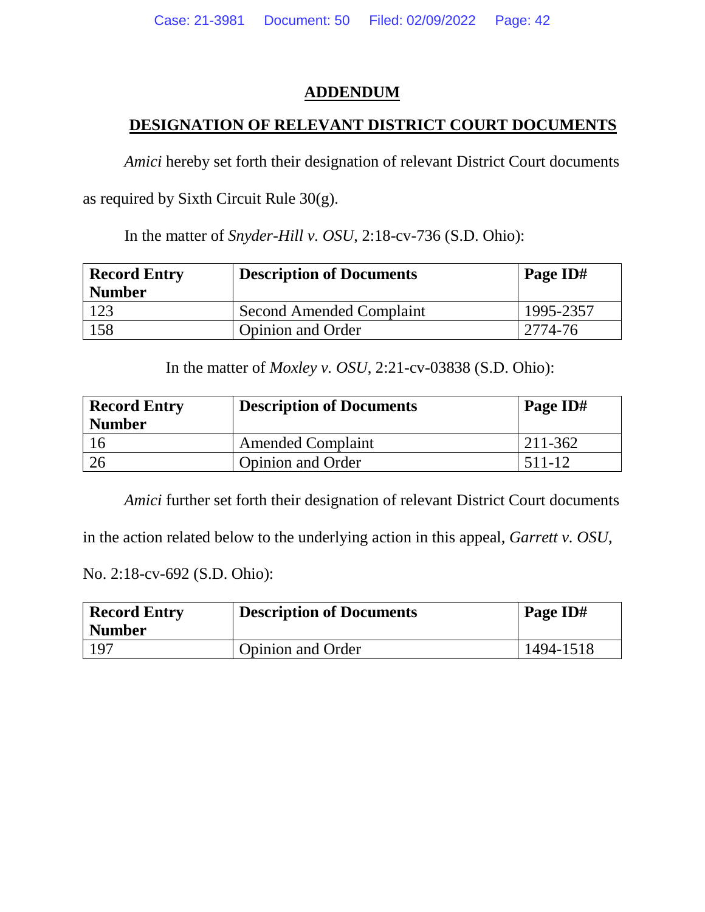## ADDENDUM

## DESIGNATION OF RELEVANT DISTRICT COURT DOCUMENTS

*Amici* hereby set forth their designation of relevant District Court documents as required by Sixth Circuit Rule 30(g).

In the matter of *Snyder-Hill v. OSU*, 2:18-cv-736 (S.D. Ohio):

| Record Entry Number | Description of Documents | Page ID# |
|---|---|---|
| 123 | Second Amended Complaint | 1995-2357 |
| 158 | Opinion and Order | 2774-76 |

In the matter of *Moxley v. OSU*, 2:21-cv-03838 (S.D. Ohio):

| Record Entry Number | Description of Documents | Page ID# |
|---|---|---|
| 16 | Amended Complaint | 211-362 |
| 26 | Opinion and Order | 511-12 |

*Amici* further set forth their designation of relevant District Court documents in the action related below to the underlying action in this appeal, *Garrett v. OSU*, No. 2:18-cv-692 (S.D. Ohio):

| Record Entry Number | Description of Documents | Page ID# |
|---|---|---|
| 197 | Opinion and Order | 1494-1518 |